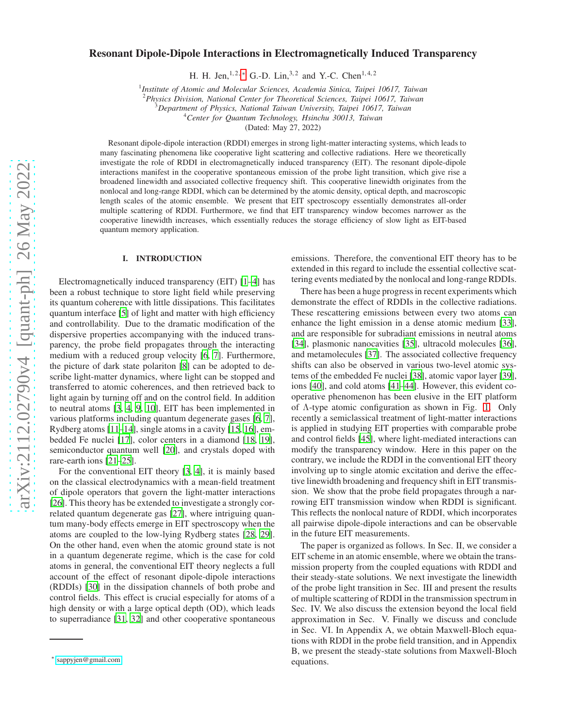# Resonant Dipole-Dipole Interactions in Electromagnetically Induced Transparency

H. H. Jen,[1,2,*] G.-D. Lin,[3,2] and Y.-C. Chen[1,4,2]

[1]*Institute of Atomic and Molecular Sciences, Academia Sinica, Taipei 10617, Taiwan*
[2]*Physics Division, National Center for Theoretical Sciences, Taipei 10617, Taiwan*
[3]*Department of Physics, National Taiwan University, Taipei 10617, Taiwan*
[4]*Center for Quantum Technology, Hsinchu 30013, Taiwan*

(Dated: May 27, 2022)

Resonant dipole-dipole interaction (RDDI) emerges in strong light-matter interacting systems, which leads to many fascinating phenomena like cooperative light scattering and collective radiations. Here we theoretically investigate the role of RDDI in electromagnetically induced transparency (EIT). The resonant dipole-dipole interactions manifest in the cooperative spontaneous emission of the probe light transition, which give rise a broadened linewidth and associated collective frequency shift. This cooperative linewidth originates from the nonlocal and long-range RDDI, which can be determined by the atomic density, optical depth, and macroscopic length scales of the atomic ensemble. We present that EIT spectroscopy essentially demonstrates all-order multiple scattering of RDDI. Furthermore, we find that EIT transparency window becomes narrower as the cooperative linewidth increases, which essentially reduces the storage efficiency of slow light as EIT-based quantum memory application.

## I. INTRODUCTION

Electromagnetically induced transparency (EIT) [1–4] has been a robust technique to store light field while preserving its quantum coherence with little dissipations. This facilitates quantum interface [5] of light and matter with high efficiency and controllability. Due to the dramatic modification of the dispersive properties accompanying with the induced transparency, the probe field propagates through the interacting medium with a reduced group velocity [6, 7]. Furthermore, the picture of dark state polariton [8] can be adopted to describe light-matter dynamics, where light can be stopped and transferred to atomic coherences, and then retrieved back to light again by turning off and on the control field. In addition to neutral atoms [3, 4, 9, 10], EIT has been implemented in various platforms including quantum degenerate gases [6, 7], Rydberg atoms [11–14], single atoms in a cavity [15, 16], embedded Fe nuclei [17], color centers in a diamond [18, 19], semiconductor quantum well [20], and crystals doped with rare-earth ions [21–25].

For the conventional EIT theory [3, 4], it is mainly based on the classical electrodynamics with a mean-field treatment of dipole operators that govern the light-matter interactions [26]. This theory has be extended to investigate a strongly correlated quantum degenerate gas [27], where intriguing quantum many-body effects emerge in EIT spectroscopy when the atoms are coupled to the low-lying Rydberg states [28, 29]. On the other hand, even when the atomic ground state is not in a quantum degenerate regime, which is the case for cold atoms in general, the conventional EIT theory neglects a full account of the effect of resonant dipole-dipole interactions (RDDIs) [30] in the dissipation channels of both probe and control fields. This effect is crucial especially for atoms of a high density or with a large optical depth (OD), which leads to superradiance [31, 32] and other cooperative spontaneous emissions. Therefore, the conventional EIT theory has to be extended in this regard to include the essential collective scattering events mediated by the nonlocal and long-range RDDIs.

There has been a huge progress in recent experiments which demonstrate the effect of RDDIs in the collective radiations. These rescattering emissions between every two atoms can enhance the light emission in a dense atomic medium [33], and are responsible for subradiant emissions in neutral atoms [34], plasmonic nanocavities [35], ultracold molecules [36], and metamolecules [37]. The associated collective frequency shifts can also be observed in various two-level atomic systems of the embedded Fe nuclei [38], atomic vapor layer [39], ions [40], and cold atoms [41–44]. However, this evident cooperative phenomenon has been elusive in the EIT platform of Λ-type atomic configuration as shown in Fig. 1. Only recently a semiclassical treatment of light-matter interactions is applied in studying EIT properties with comparable probe and control fields [45], where light-mediated interactions can modify the transparency window. Here in this paper on the contrary, we include the RDDI in the conventional EIT theory involving up to single atomic excitation and derive the effective linewidth broadening and frequency shift in EIT transmission. We show that the probe field propagates through a narrowing EIT transmission window when RDDI is significant. This reflects the nonlocal nature of RDDI, which incorporates all pairwise dipole-dipole interactions and can be observable in the future EIT measurements.

The paper is organized as follows. In Sec. II, we consider a EIT scheme in an atomic ensemble, where we obtain the transmission property from the coupled equations with RDDI and their steady-state solutions. We next investigate the linewidth of the probe light transition in Sec. III and present the results of multiple scattering of RDDI in the transmission spectrum in Sec. IV. We also discuss the extension beyond the local field approximation in Sec. V. Finally we discuss and conclude in Sec. VI. In Appendix A, we obtain Maxwell-Bloch equations with RDDI in the probe field transition, and in Appendix B, we present the steady-state solutions from Maxwell-Bloch equations.

---

[*] sappyjen@gmail.com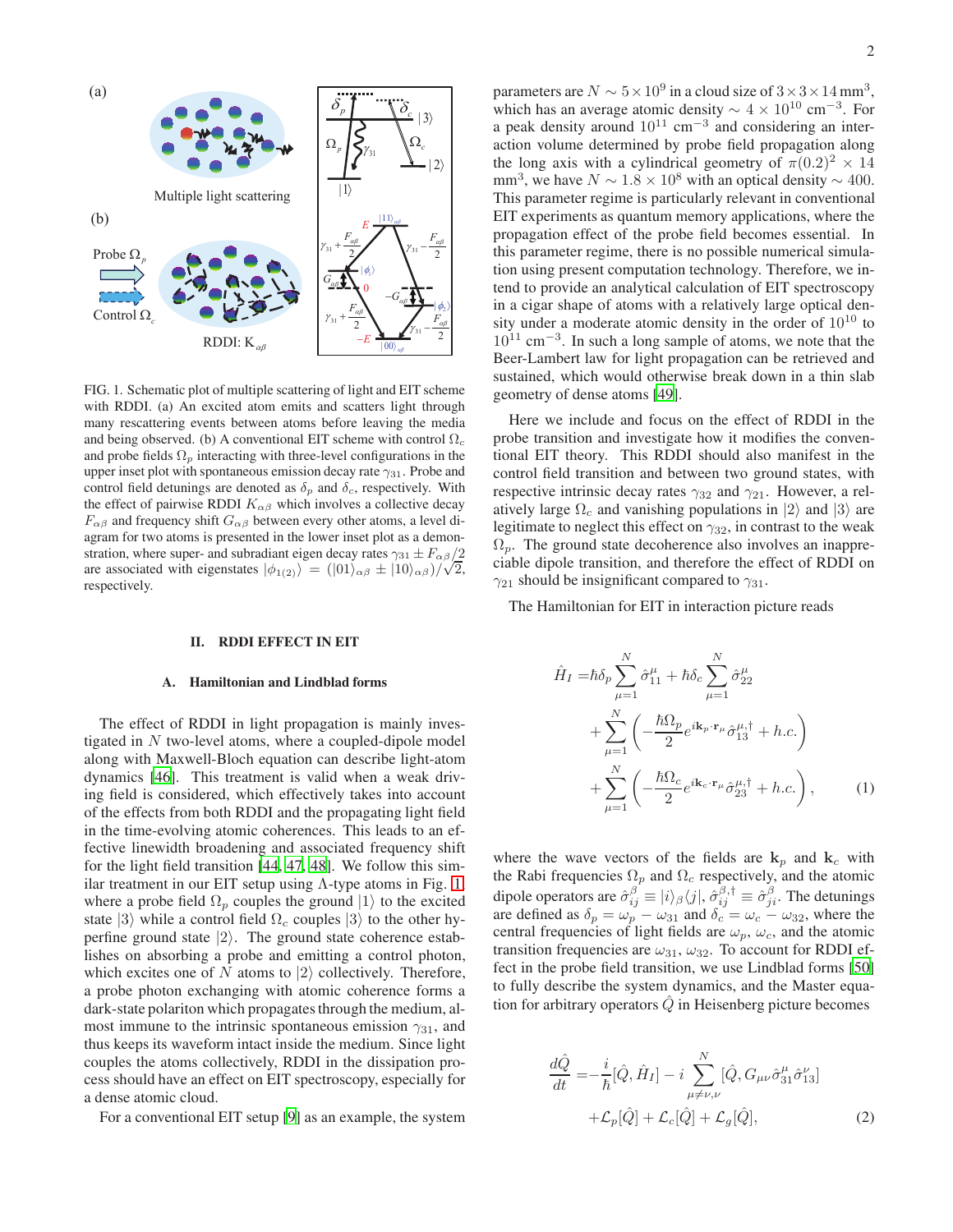FIG. 1. Schematic plot of multiple scattering of light and EIT scheme with RDDI. (a) An excited atom emits and scatters light through many rescattering events between atoms before leaving the media and being observed. (b) A conventional EIT scheme with control $\Omega_c$ and probe fields $\Omega_p$ interacting with three-level configurations in the upper inset plot with spontaneous emission decay rate $\gamma_{31}$. Probe and control field detunings are denoted as $\delta_p$ and $\delta_c$, respectively. With the effect of pairwise RDDI $K_{\alpha\beta}$ which involves a collective decay $F_{\alpha\beta}$ and frequency shift $G_{\alpha\beta}$ between every other atoms, a level diagram for two atoms is presented in the lower inset plot as a demonstration, where super- and subradiant eigen decay rates $\gamma_{31} \pm F_{\alpha\beta}/2$ are associated with eigenstates $|\phi_{1(2)}\rangle = (|01\rangle_{\alpha\beta} \pm |10\rangle_{\alpha\beta})/\sqrt{2}$, respectively.

## II. RDDI EFFECT IN EIT

### A. Hamiltonian and Lindblad forms

The effect of RDDI in light propagation is mainly investigated in $N$ two-level atoms, where a coupled-dipole model along with Maxwell-Bloch equation can describe light-atom dynamics [46]. This treatment is valid when a weak driving field is considered, which effectively takes into account of the effects from both RDDI and the propagating light field in the time-evolving atomic coherences. This leads to an effective linewidth broadening and associated frequency shift for the light field transition [44, 47, 48]. We follow this similar treatment in our EIT setup using $\Lambda$-type atoms in Fig. 1, where a probe field $\Omega_p$ couples the ground $|1\rangle$ to the excited state $|3\rangle$ while a control field $\Omega_c$ couples $|3\rangle$ to the other hyperfine ground state $|2\rangle$. The ground state coherence establishes on absorbing a probe and emitting a control photon, which excites one of $N$ atoms to $|2\rangle$ collectively. Therefore, a probe photon exchanging with atomic coherence forms a dark-state polariton which propagates through the medium, almost immune to the intrinsic spontaneous emission $\gamma_{31}$, and thus keeps its waveform intact inside the medium. Since light couples the atoms collectively, RDDI in the dissipation process should have an effect on EIT spectroscopy, especially for a dense atomic cloud.

For a conventional EIT setup [9] as an example, the system parameters are $N \sim 5\times 10^9$ in a cloud size of $3\times 3\times 14\,\text{mm}^3$, which has an average atomic density $\sim 4\times 10^{10}$ cm$^{-3}$. For a peak density around $10^{11}$ cm$^{-3}$ and considering an interaction volume determined by probe field propagation along the long axis with a cylindrical geometry of $\pi(0.2)^2 \times 14$ mm$^3$, we have $N \sim 1.8\times 10^8$ with an optical density $\sim 400$. This parameter regime is particularly relevant in conventional EIT experiments as quantum memory applications, where the propagation effect of the probe field becomes essential. In this parameter regime, there is no possible numerical simulation using present computation technology. Therefore, we intend to provide an analytical calculation of EIT spectroscopy in a cigar shape of atoms with a relatively large optical density under a moderate atomic density in the order of $10^{10}$ to $10^{11}$ cm$^{-3}$. In such a long sample of atoms, we note that the Beer-Lambert law for light propagation can be retrieved and sustained, which would otherwise break down in a thin slab geometry of dense atoms [49].

Here we include and focus on the effect of RDDI in the probe transition and investigate how it modifies the conventional EIT theory. This RDDI should also manifest in the control field transition and between two ground states, with respective intrinsic decay rates $\gamma_{32}$ and $\gamma_{21}$. However, a relatively large $\Omega_c$ and vanishing populations in $|2\rangle$ and $|3\rangle$ are legitimate to neglect this effect on $\gamma_{32}$, in contrast to the weak $\Omega_p$. The ground state decoherence also involves an inappreciable dipole transition, and therefore the effect of RDDI on $\gamma_{21}$ should be insignificant compared to $\gamma_{31}$.

The Hamiltonian for EIT in interaction picture reads

$$
\begin{aligned}
\hat{H}_I =& \hbar\delta_p \sum_{\mu=1}^{N} \hat{\sigma}_{11}^{\mu} + \hbar\delta_c \sum_{\mu=1}^{N} \hat{\sigma}_{22}^{\mu} \\
&+ \sum_{\mu=1}^{N}\left(-\frac{\hbar\Omega_p}{2} e^{i\mathbf{k}_p\cdot\mathbf{r}_\mu} \hat{\sigma}_{13}^{\mu,\dagger} + h.c.\right) \\
&+ \sum_{\mu=1}^{N}\left(-\frac{\hbar\Omega_c}{2} e^{i\mathbf{k}_c\cdot\mathbf{r}_\mu} \hat{\sigma}_{23}^{\mu,\dagger} + h.c.\right), \qquad (1)
\end{aligned}
$$

where the wave vectors of the fields are $\mathbf{k}_p$ and $\mathbf{k}_c$ with the Rabi frequencies $\Omega_p$ and $\Omega_c$ respectively, and the atomic dipole operators are $\hat{\sigma}_{ij}^{\beta} \equiv |i\rangle_\beta\langle j|$, $\hat{\sigma}_{ij}^{\beta,\dagger} \equiv \hat{\sigma}_{ji}^{\beta}$. The detunings are defined as $\delta_p = \omega_p - \omega_{31}$ and $\delta_c = \omega_c - \omega_{32}$, where the central frequencies of light fields are $\omega_p$, $\omega_c$, and the atomic transition frequencies are $\omega_{31}$, $\omega_{32}$. To account for RDDI effect in the probe field transition, we use Lindblad forms [50] to fully describe the system dynamics, and the Master equation for arbitrary operators $\hat{Q}$ in Heisenberg picture becomes

$$
\begin{aligned}
\frac{d\hat{Q}}{dt} =& -\frac{i}{\hbar}[\hat{Q}, \hat{H}_I] - i\sum_{\mu\neq\nu,\nu}^{N} [\hat{Q}, G_{\mu\nu}\hat{\sigma}_{31}^{\mu}\hat{\sigma}_{13}^{\nu}] \\
&+ \mathcal{L}_p[\hat{Q}] + \mathcal{L}_c[\hat{Q}] + \mathcal{L}_g[\hat{Q}], \qquad (2)
\end{aligned}
$$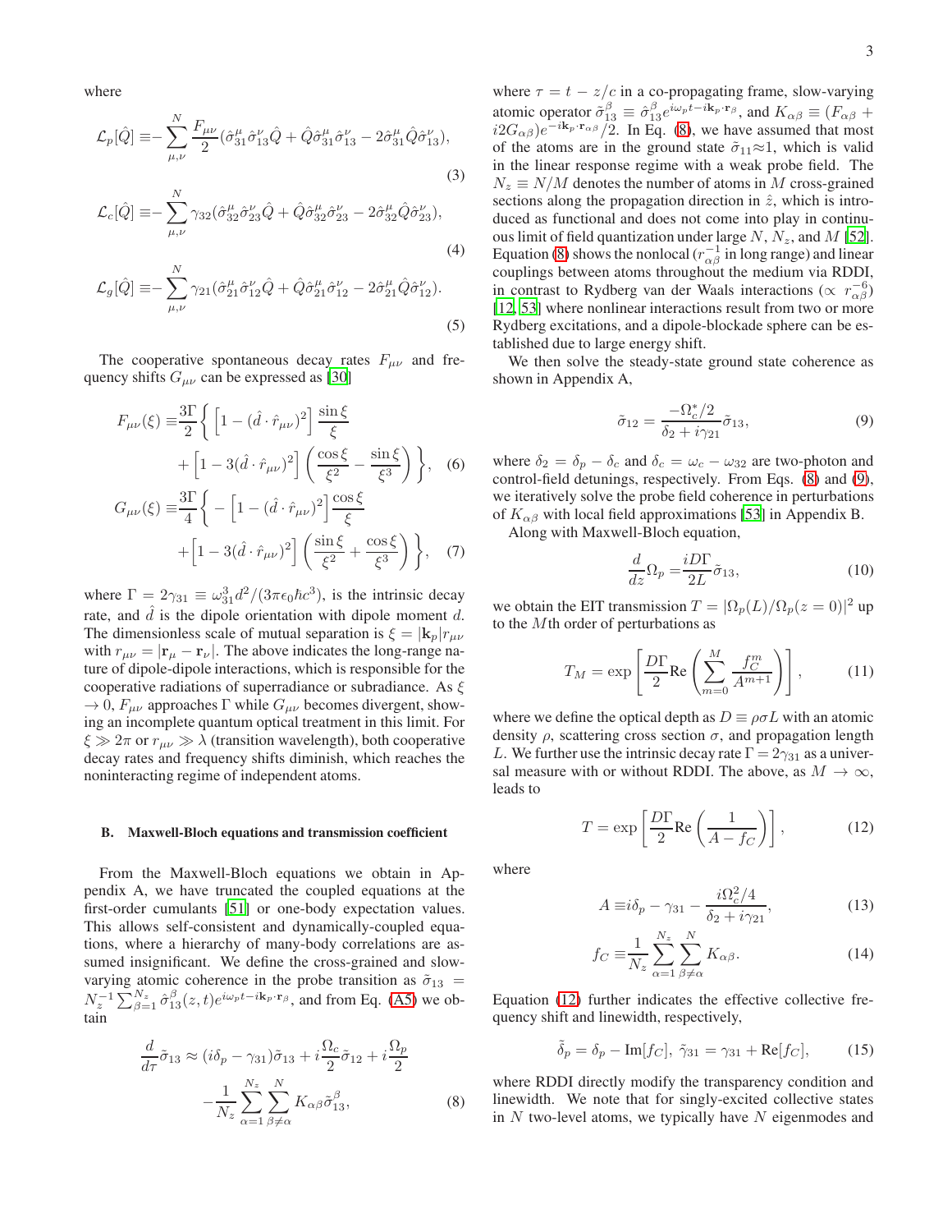where

$$\mathcal{L}_p[\hat{Q}] \equiv -\sum_{\mu,\nu}^{N} \frac{F_{\mu\nu}}{2}(\hat{\sigma}_{31}^{\mu}\hat{\sigma}_{13}^{\nu}\hat{Q} + \hat{Q}\hat{\sigma}_{31}^{\mu}\hat{\sigma}_{13}^{\nu} - 2\hat{\sigma}_{31}^{\mu}\hat{Q}\hat{\sigma}_{13}^{\nu}), \tag{3}$$

$$\mathcal{L}_c[\hat{Q}] \equiv -\sum_{\mu,\nu}^{N} \gamma_{32}(\hat{\sigma}_{32}^{\mu}\hat{\sigma}_{23}^{\nu}\hat{Q} + \hat{Q}\hat{\sigma}_{32}^{\mu}\hat{\sigma}_{23}^{\nu} - 2\hat{\sigma}_{32}^{\mu}\hat{Q}\hat{\sigma}_{23}^{\nu}), \tag{4}$$

$$\mathcal{L}_g[\hat{Q}] \equiv -\sum_{\mu,\nu}^{N} \gamma_{21}(\hat{\sigma}_{21}^{\mu}\hat{\sigma}_{12}^{\nu}\hat{Q} + \hat{Q}\hat{\sigma}_{21}^{\mu}\hat{\sigma}_{12}^{\nu} - 2\hat{\sigma}_{21}^{\mu}\hat{Q}\hat{\sigma}_{12}^{\nu}). \tag{5}$$

The cooperative spontaneous decay rates $F_{\mu\nu}$ and frequency shifts $G_{\mu\nu}$ can be expressed as [30]

$$F_{\mu\nu}(\xi) \equiv \frac{3\Gamma}{2}\bigg\{ \Big[1 - (\hat{d}\cdot\hat{r}_{\mu\nu})^2\Big]\frac{\sin\xi}{\xi} + \Big[1 - 3(\hat{d}\cdot\hat{r}_{\mu\nu})^2\Big]\left(\frac{\cos\xi}{\xi^2} - \frac{\sin\xi}{\xi^3}\right)\bigg\}, \tag{6}$$

$$G_{\mu\nu}(\xi) \equiv \frac{3\Gamma}{4}\bigg\{ -\Big[1 - (\hat{d}\cdot\hat{r}_{\mu\nu})^2\Big]\frac{\cos\xi}{\xi} + \Big[1 - 3(\hat{d}\cdot\hat{r}_{\mu\nu})^2\Big]\left(\frac{\sin\xi}{\xi^2} + \frac{\cos\xi}{\xi^3}\right)\bigg\}, \tag{7}$$

where $\Gamma = 2\gamma_{31} \equiv \omega_{31}^3 d^2/(3\pi\epsilon_0\hbar c^3)$, is the intrinsic decay rate, and $\hat{d}$ is the dipole orientation with dipole moment $d$. The dimensionless scale of mutual separation is $\xi = |\mathbf{k}_p| r_{\mu\nu}$ with $r_{\mu\nu} = |\mathbf{r}_\mu - \mathbf{r}_\nu|$. The above indicates the long-range nature of dipole-dipole interactions, which is responsible for the cooperative radiations of superradiance or subradiance. As $\xi \to 0$, $F_{\mu\nu}$ approaches $\Gamma$ while $G_{\mu\nu}$ becomes divergent, showing an incomplete quantum optical treatment in this limit. For $\xi \gg 2\pi$ or $r_{\mu\nu} \gg \lambda$ (transition wavelength), both cooperative decay rates and frequency shifts diminish, which reaches the noninteracting regime of independent atoms.

### B. Maxwell-Bloch equations and transmission coefficient

From the Maxwell-Bloch equations we obtain in Appendix A, we have truncated the coupled equations at the first-order cumulants [51] or one-body expectation values. This allows self-consistent and dynamically-coupled equations, where a hierarchy of many-body correlations are assumed insignificant. We define the cross-grained and slow-varying atomic coherence in the probe transition as $\tilde{\sigma}_{13} = N_z^{-1}\sum_{\beta=1}^{N_z}\hat{\sigma}_{13}^{\beta}(z,t)e^{i\omega_p t - i\mathbf{k}_p\cdot\mathbf{r}_\beta}$, and from Eq. (A5) we obtain

$$\frac{d}{d\tau}\tilde{\sigma}_{13} \approx (i\delta_p - \gamma_{31})\tilde{\sigma}_{13} + i\frac{\Omega_c}{2}\tilde{\sigma}_{12} + i\frac{\Omega_p}{2} - \frac{1}{N_z}\sum_{\alpha=1}^{N_z}\sum_{\beta\neq\alpha}^{N} K_{\alpha\beta}\tilde{\sigma}_{13}^{\beta}, \tag{8}$$

where $\tau = t - z/c$ in a co-propagating frame, slow-varying atomic operator $\tilde{\sigma}_{13}^{\beta} \equiv \hat{\sigma}_{13}^{\beta}e^{i\omega_p t - i\mathbf{k}_p\cdot\mathbf{r}_\beta}$, and $K_{\alpha\beta} \equiv (F_{\alpha\beta} + i2G_{\alpha\beta})e^{-i\mathbf{k}_p\cdot\mathbf{r}_{\alpha\beta}}/2$. In Eq. (8), we have assumed that most of the atoms are in the ground state $\tilde{\sigma}_{11}\approx 1$, which is valid in the linear response regime with a weak probe field. The $N_z \equiv N/M$ denotes the number of atoms in $M$ cross-grained sections along the propagation direction in $\hat{z}$, which is introduced as functional and does not come into play in continuous limit of field quantization under large $N$, $N_z$, and $M$ [52]. Equation (8) shows the nonlocal ($r_{\alpha\beta}^{-1}$ in long range) and linear couplings between atoms throughout the medium via RDDI, in contrast to Rydberg van der Waals interactions ($\propto r_{\alpha\beta}^{-6}$) [12, 53] where nonlinear interactions result from two or more Rydberg excitations, and a dipole-blockade sphere can be established due to large energy shift.

We then solve the steady-state ground state coherence as shown in Appendix A,

$$\tilde{\sigma}_{12} = \frac{-\Omega_c^*/2}{\delta_2 + i\gamma_{21}}\tilde{\sigma}_{13}, \tag{9}$$

where $\delta_2 = \delta_p - \delta_c$ and $\delta_c = \omega_c - \omega_{32}$ are two-photon and control-field detunings, respectively. From Eqs. (8) and (9), we iteratively solve the probe field coherence in perturbations of $K_{\alpha\beta}$ with local field approximations [53] in Appendix B.

Along with Maxwell-Bloch equation,

$$\frac{d}{dz}\Omega_p = \frac{iD\Gamma}{2L}\tilde{\sigma}_{13}, \tag{10}$$

we obtain the EIT transmission $T = |\Omega_p(L)/\Omega_p(z=0)|^2$ up to the $M$th order of perturbations as

$$T_M = \exp\left[\frac{D\Gamma}{2}\text{Re}\left(\sum_{m=0}^{M}\frac{f_C^m}{A^{m+1}}\right)\right], \tag{11}$$

where we define the optical depth as $D \equiv \rho\sigma L$ with an atomic density $\rho$, scattering cross section $\sigma$, and propagation length $L$. We further use the intrinsic decay rate $\Gamma = 2\gamma_{31}$ as a universal measure with or without RDDI. The above, as $M \to \infty$, leads to

$$T = \exp\left[\frac{D\Gamma}{2}\text{Re}\left(\frac{1}{A - f_C}\right)\right], \tag{12}$$

where

$$A \equiv i\delta_p - \gamma_{31} - \frac{i\Omega_c^2/4}{\delta_2 + i\gamma_{21}}, \tag{13}$$

$$f_C \equiv \frac{1}{N_z}\sum_{\alpha=1}^{N_z}\sum_{\beta\neq\alpha}^{N} K_{\alpha\beta}. \tag{14}$$

Equation (12) further indicates the effective collective frequency shift and linewidth, respectively,

$$\tilde{\delta}_p = \delta_p - \text{Im}[f_C],\ \tilde{\gamma}_{31} = \gamma_{31} + \text{Re}[f_C], \tag{15}$$

where RDDI directly modify the transparency condition and linewidth. We note that for singly-excited collective states in $N$ two-level atoms, we typically have $N$ eigenmodes and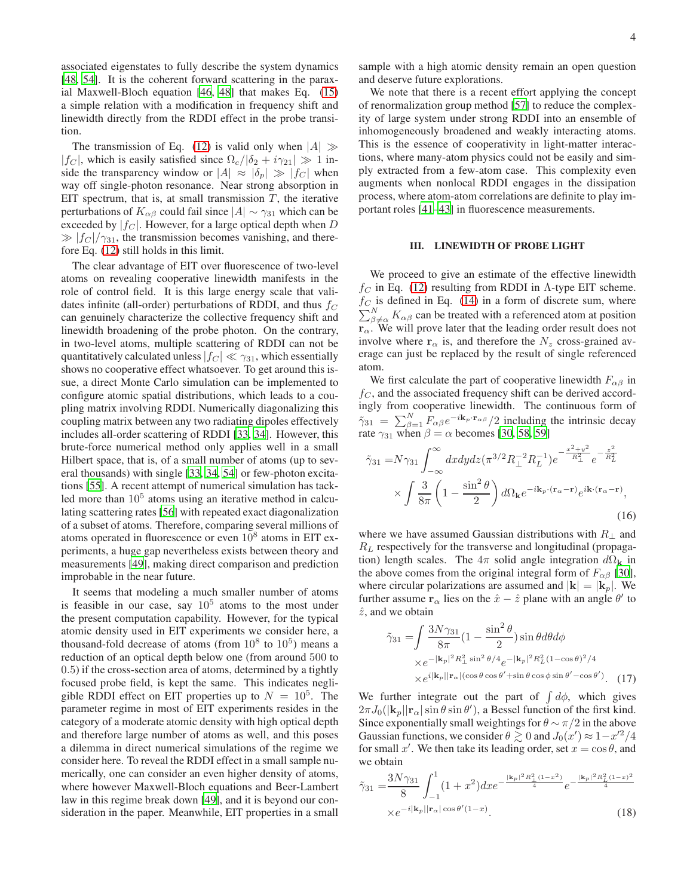associated eigenstates to fully describe the system dynamics [48, 54]. It is the coherent forward scattering in the paraxial Maxwell-Bloch equation [46, 48] that makes Eq. (15) a simple relation with a modification in frequency shift and linewidth directly from the RDDI effect in the probe transition.

The transmission of Eq. (12) is valid only when $|A| \gg |f_C|$, which is easily satisfied since $\Omega_c/|\delta_2 + i\gamma_{21}| \gg 1$ inside the transparency window or $|A| \approx |\delta_p| \gg |f_C|$ when way off single-photon resonance. Near strong absorption in EIT spectrum, that is, at small transmission $T$, the iterative perturbations of $K_{\alpha\beta}$ could fail since $|A| \sim \gamma_{31}$ which can be exceeded by $|f_C|$. However, for a large optical depth when $D \gg |f_C|/\gamma_{31}$, the transmission becomes vanishing, and therefore Eq. (12) still holds in this limit.

The clear advantage of EIT over fluorescence of two-level atoms on revealing cooperative linewidth manifests in the role of control field. It is this large energy scale that validates infinite (all-order) perturbations of RDDI, and thus $f_C$ can genuinely characterize the collective frequency shift and linewidth broadening of the probe photon. On the contrary, in two-level atoms, multiple scattering of RDDI can not be quantitatively calculated unless $|f_C| \ll \gamma_{31}$, which essentially shows no cooperative effect whatsoever. To get around this issue, a direct Monte Carlo simulation can be implemented to configure atomic spatial distributions, which leads to a coupling matrix involving RDDI. Numerically diagonalizing this coupling matrix between any two radiating dipoles effectively includes all-order scattering of RDDI [33, 34]. However, this brute-force numerical method only applies well in a small Hilbert space, that is, of a small number of atoms (up to several thousands) with single [33, 34, 54] or few-photon excitations [55]. A recent attempt of numerical simulation has tackled more than $10^5$ atoms using an iterative method in calculating scattering rates [56] with repeated exact diagonalization of a subset of atoms. Therefore, comparing several millions of atoms operated in fluorescence or even $10^8$ atoms in EIT experiments, a huge gap nevertheless exists between theory and measurements [49], making direct comparison and prediction improbable in the near future.

It seems that modeling a much smaller number of atoms is feasible in our case, say $10^5$ atoms to the most under the present computation capability. However, for the typical atomic density used in EIT experiments we consider here, a thousand-fold decrease of atoms (from $10^8$ to $10^5$) means a reduction of an optical depth below one (from around 500 to 0.5) if the cross-section area of atoms, determined by a tightly focused probe field, is kept the same. This indicates negligible RDDI effect on EIT properties up to $N = 10^5$. The parameter regime in most of EIT experiments resides in the category of a moderate atomic density with high optical depth and therefore large number of atoms as well, and this poses a dilemma in direct numerical simulations of the regime we consider here. To reveal the RDDI effect in a small sample numerically, one can consider an even higher density of atoms, where however Maxwell-Bloch equations and Beer-Lambert law in this regime break down [49], and it is beyond our consideration in the paper. Meanwhile, EIT properties in a small sample with a high atomic density remain an open question and deserve future explorations.

We note that there is a recent effort applying the concept of renormalization group method [57] to reduce the complexity of large system under strong RDDI into an ensemble of inhomogeneously broadened and weakly interacting atoms. This is the essence of cooperativity in light-matter interactions, where many-atom physics could not be easily and simply extracted from a few-atom case. This complexity even augments when nonlocal RDDI engages in the dissipation process, where atom-atom correlations are definite to play important roles [41–43] in fluorescence measurements.

## III. LINEWIDTH OF PROBE LIGHT

We proceed to give an estimate of the effective linewidth $f_C$ in Eq. (12) resulting from RDDI in Λ-type EIT scheme. $f_C$ is defined in Eq. (14) in a form of discrete sum, where $\sum_{\beta\neq\alpha}^N K_{\alpha\beta}$ can be treated with a referenced atom at position $\mathbf{r}_\alpha$. We will prove later that the leading order result does not involve where $\mathbf{r}_\alpha$ is, and therefore the $N_z$ cross-grained average can just be replaced by the result of single referenced atom.

We first calculate the part of cooperative linewidth $F_{\alpha\beta}$ in $f_C$, and the associated frequency shift can be derived accordingly from cooperative linewidth. The continuous form of $\tilde{\gamma}_{31} = \sum_{\beta=1}^N F_{\alpha\beta} e^{-i\mathbf{k}_p\cdot\mathbf{r}_{\alpha\beta}}/2$ including the intrinsic decay rate $\gamma_{31}$ when $\beta = \alpha$ becomes [30, 58, 59]

$$
\begin{aligned}
\tilde{\gamma}_{31} =& N\gamma_{31}\int_{-\infty}^{\infty} dxdydz(\pi^{3/2}R_\perp^{-2}R_L^{-1})e^{-\frac{x^2+y^2}{R_\perp^2}}e^{-\frac{z^2}{R_L^2}}\\
&\times\int\frac{3}{8\pi}\left(1-\frac{\sin^2\theta}{2}\right)d\Omega_{\mathbf{k}}e^{-i\mathbf{k}_p\cdot(\mathbf{r}_\alpha-\mathbf{r})}e^{i\mathbf{k}\cdot(\mathbf{r}_\alpha-\mathbf{r})},
\end{aligned}
\tag{16}
$$

where we have assumed Gaussian distributions with $R_\perp$ and $R_L$ respectively for the transverse and longitudinal (propagation) length scales. The $4\pi$ solid angle integration $d\Omega_{\mathbf{k}}$ in the above comes from the original integral form of $F_{\alpha\beta}$ [30], where circular polarizations are assumed and $|\mathbf{k}| = |\mathbf{k}_p|$. We further assume $\mathbf{r}_\alpha$ lies on the $\hat{x}-\hat{z}$ plane with an angle $\theta'$ to $\hat{z}$, and we obtain

$$
\begin{aligned}
\tilde{\gamma}_{31} =& \int\frac{3N\gamma_{31}}{8\pi}\left(1-\frac{\sin^2\theta}{2}\right)\sin\theta d\theta d\phi\\
&\times e^{-|\mathbf{k}_p|^2R_\perp^2\sin^2\theta/4}e^{-|\mathbf{k}_p|^2R_L^2(1-\cos\theta)^2/4}\\
&\times e^{i|\mathbf{k}_p||\mathbf{r}_\alpha|(\cos\theta\cos\theta'+\sin\theta\cos\phi\sin\theta'-\cos\theta')}.
\end{aligned}
\tag{17}
$$

We further integrate out the part of $\int d\phi$, which gives $2\pi J_0(|\mathbf{k}_p||\mathbf{r}_\alpha|\sin\theta\sin\theta')$, a Bessel function of the first kind. Since exponentially small weightings for $\theta\sim\pi/2$ in the above Gaussian functions, we consider $\theta\gtrsim 0$ and $J_0(x')\approx 1-x'^2/4$ for small $x'$. We then take its leading order, set $x=\cos\theta$, and we obtain

$$
\begin{aligned}
\tilde{\gamma}_{31} =& \frac{3N\gamma_{31}}{8}\int_{-1}^{1}(1+x^2)dx\,e^{-\frac{|\mathbf{k}_p|^2R_\perp^2(1-x^2)}{4}}e^{-\frac{|\mathbf{k}_p|^2R_L^2(1-x)^2}{4}}\\
&\times e^{-i|\mathbf{k}_p||\mathbf{r}_\alpha|\cos\theta'(1-x)}.
\end{aligned}
\tag{18}
$$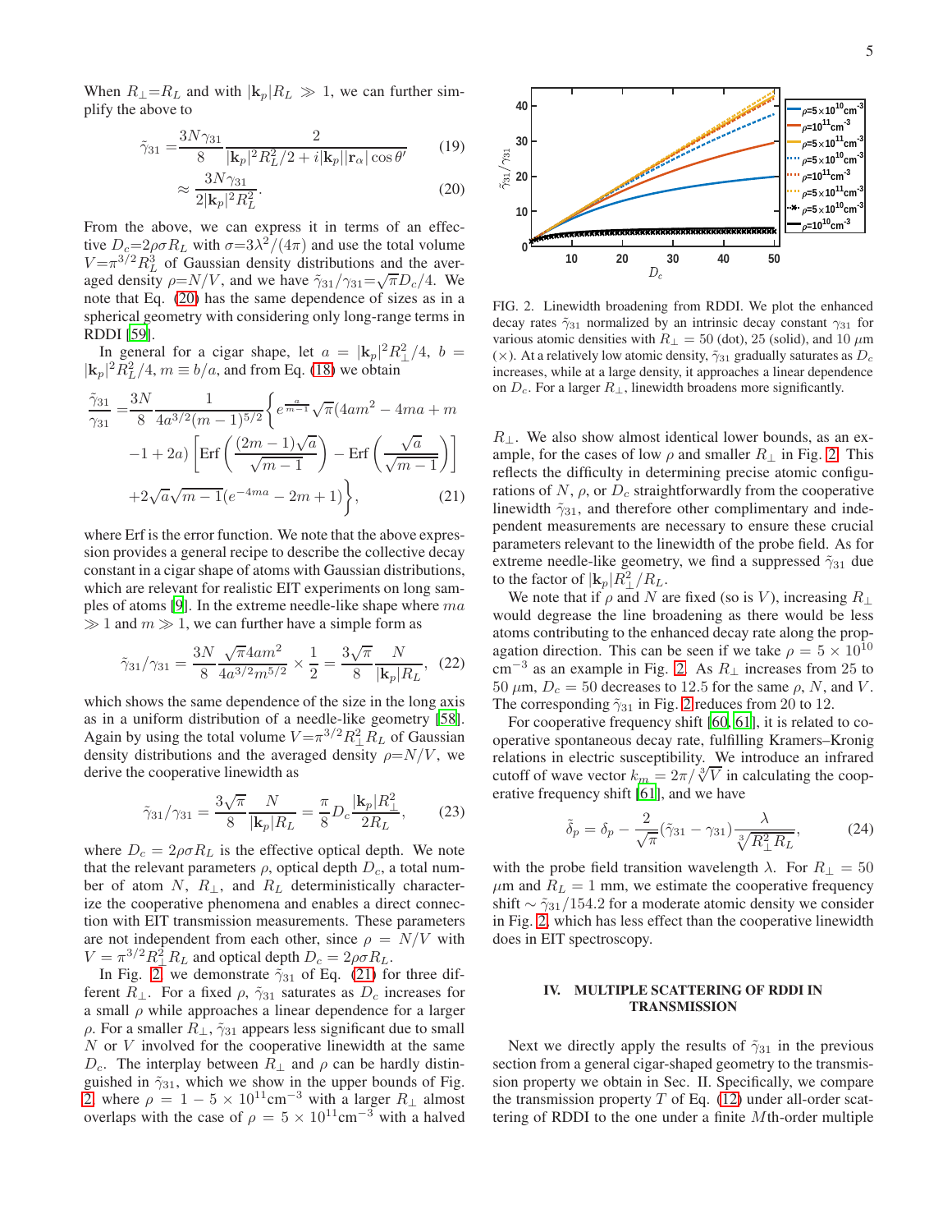When $R_\perp = R_L$ and with $|\mathbf{k}_p|R_L \gg 1$, we can further simplify the above to

$$\tilde{\gamma}_{31} = \frac{3N\gamma_{31}}{8}\frac{2}{|\mathbf{k}_p|^2 R_L^2/2 + i|\mathbf{k}_p||\mathbf{r}_\alpha|\cos\theta'} \quad (19)$$

$$\approx \frac{3N\gamma_{31}}{2|\mathbf{k}_p|^2 R_L^2}. \quad (20)$$

From the above, we can express it in terms of an effective $D_c = 2\rho\sigma R_L$ with $\sigma = 3\lambda^2/(4\pi)$ and use the total volume $V = \pi^{3/2}R_L^3$ of Gaussian density distributions and the averaged density $\rho = N/V$, and we have $\tilde{\gamma}_{31}/\gamma_{31} = \sqrt{\pi}D_c/4$. We note that Eq. (20) has the same dependence of sizes as in a spherical geometry with considering only long-range terms in RDDI [59].

In general for a cigar shape, let $a = |\mathbf{k}_p|^2 R_\perp^2/4$, $b = |\mathbf{k}_p|^2 R_L^2/4$, $m \equiv b/a$, and from Eq. (18) we obtain

$$\frac{\tilde{\gamma}_{31}}{\gamma_{31}} = \frac{3N}{8}\frac{1}{4a^{3/2}(m-1)^{5/2}}\Big\{e^{\frac{a}{m-1}}\sqrt{\pi}(4am^2 - 4ma + m - 1 + 2a)\left[\mathrm{Erf}\left(\frac{(2m-1)\sqrt{a}}{\sqrt{m-1}}\right) - \mathrm{Erf}\left(\frac{\sqrt{a}}{\sqrt{m-1}}\right)\right] + 2\sqrt{a}\sqrt{m-1}(e^{-4ma} - 2m + 1)\Big\}, \quad (21)$$

where Erf is the error function. We note that the above expression provides a general recipe to describe the collective decay constant in a cigar shape of atoms with Gaussian distributions, which are relevant for realistic EIT experiments on long samples of atoms [9]. In the extreme needle-like shape where $ma \gg 1$ and $m \gg 1$, we can further have a simple form as

$$\tilde{\gamma}_{31}/\gamma_{31} = \frac{3N}{8}\frac{\sqrt{\pi}4am^2}{4a^{3/2}m^{5/2}} \times \frac{1}{2} = \frac{3\sqrt{\pi}}{8}\frac{N}{|\mathbf{k}_p|R_L}, \quad (22)$$

which shows the same dependence of the size in the long axis as in a uniform distribution of a needle-like geometry [58]. Again by using the total volume $V = \pi^{3/2}R_\perp^2 R_L$ of Gaussian density distributions and the averaged density $\rho = N/V$, we derive the cooperative linewidth as

$$\tilde{\gamma}_{31}/\gamma_{31} = \frac{3\sqrt{\pi}}{8}\frac{N}{|\mathbf{k}_p|R_L} = \frac{\pi}{8}D_c\frac{|\mathbf{k}_p|R_\perp^2}{2R_L}, \quad (23)$$

where $D_c = 2\rho\sigma R_L$ is the effective optical depth. We note that the relevant parameters $\rho$, optical depth $D_c$, a total number of atom $N$, $R_\perp$, and $R_L$ deterministically characterize the cooperative phenomena and enables a direct connection with EIT transmission measurements. These parameters are not independent from each other, since $\rho = N/V$ with $V = \pi^{3/2}R_\perp^2 R_L$ and optical depth $D_c = 2\rho\sigma R_L$.

In Fig. 2 we demonstrate $\tilde{\gamma}_{31}$ of Eq. (21) for three different $R_\perp$. For a fixed $\rho$, $\tilde{\gamma}_{31}$ saturates as $D_c$ increases for a small $\rho$ while approaches a linear dependence for a larger $\rho$. For a smaller $R_\perp$, $\tilde{\gamma}_{31}$ appears less significant due to small $N$ or $V$ involved for the cooperative linewidth at the same $D_c$. The interplay between $R_\perp$ and $\rho$ can be hardly distinguished in $\tilde{\gamma}_{31}$, which we show in the upper bounds of Fig. 2 where $\rho = 1-5\times10^{11}\text{cm}^{-3}$ with a larger $R_\perp$ almost overlaps with the case of $\rho = 5\times10^{11}\text{cm}^{-3}$ with a halved $R_\perp$. We also show almost identical lower bounds, as an example, for the cases of low $\rho$ and smaller $R_\perp$ in Fig. 2. This reflects the difficulty in determining precise atomic configurations of $N$, $\rho$, or $D_c$ straightforwardly from the cooperative linewidth $\tilde{\gamma}_{31}$, and therefore other complimentary and independent measurements are necessary to ensure these crucial parameters relevant to the linewidth of the probe field. As for extreme needle-like geometry, we find a suppressed $\tilde{\gamma}_{31}$ due to the factor of $|\mathbf{k}_p|R_\perp^2/R_L$.

FIG. 2. Linewidth broadening from RDDI. We plot the enhanced decay rates $\tilde{\gamma}_{31}$ normalized by an intrinsic decay constant $\gamma_{31}$ for various atomic densities with $R_\perp = 50$ (dot), 25 (solid), and 10 $\mu$m ($\times$). At a relatively low atomic density, $\tilde{\gamma}_{31}$ gradually saturates as $D_c$ increases, while at a large density, it approaches a linear dependence on $D_c$. For a larger $R_\perp$, linewidth broadens more significantly.

We note that if $\rho$ and $N$ are fixed (so is $V$), increasing $R_\perp$ would degrease the line broadening as there would be less atoms contributing to the enhanced decay rate along the propagation direction. This can be seen if we take $\rho = 5\times10^{10}$ cm$^{-3}$ as an example in Fig. 2. As $R_\perp$ increases from 25 to 50 $\mu$m, $D_c = 50$ decreases to 12.5 for the same $\rho$, $N$, and $V$. The corresponding $\tilde{\gamma}_{31}$ in Fig. 2 reduces from 20 to 12.

For cooperative frequency shift [60, 61], it is related to cooperative spontaneous decay rate, fulfilling Kramers–Kronig relations in electric susceptibility. We introduce an infrared cutoff of wave vector $k_m = 2\pi/\sqrt[3]{V}$ in calculating the cooperative frequency shift [61], and we have

$$\tilde{\delta}_p = \delta_p - \frac{2}{\sqrt{\pi}}(\tilde{\gamma}_{31} - \gamma_{31})\frac{\lambda}{\sqrt[3]{R_\perp^2 R_L}}, \quad (24)$$

with the probe field transition wavelength $\lambda$. For $R_\perp = 50$ $\mu$m and $R_L = 1$ mm, we estimate the cooperative frequency shift $\sim \tilde{\gamma}_{31}/154.2$ for a moderate atomic density we consider in Fig. 2, which has less effect than the cooperative linewidth does in EIT spectroscopy.

## IV. MULTIPLE SCATTERING OF RDDI IN TRANSMISSION

Next we directly apply the results of $\tilde{\gamma}_{31}$ in the previous section from a general cigar-shaped geometry to the transmission property we obtain in Sec. II. Specifically, we compare the transmission property $T$ of Eq. (12) under all-order scattering of RDDI to the one under a finite $M$th-order multiple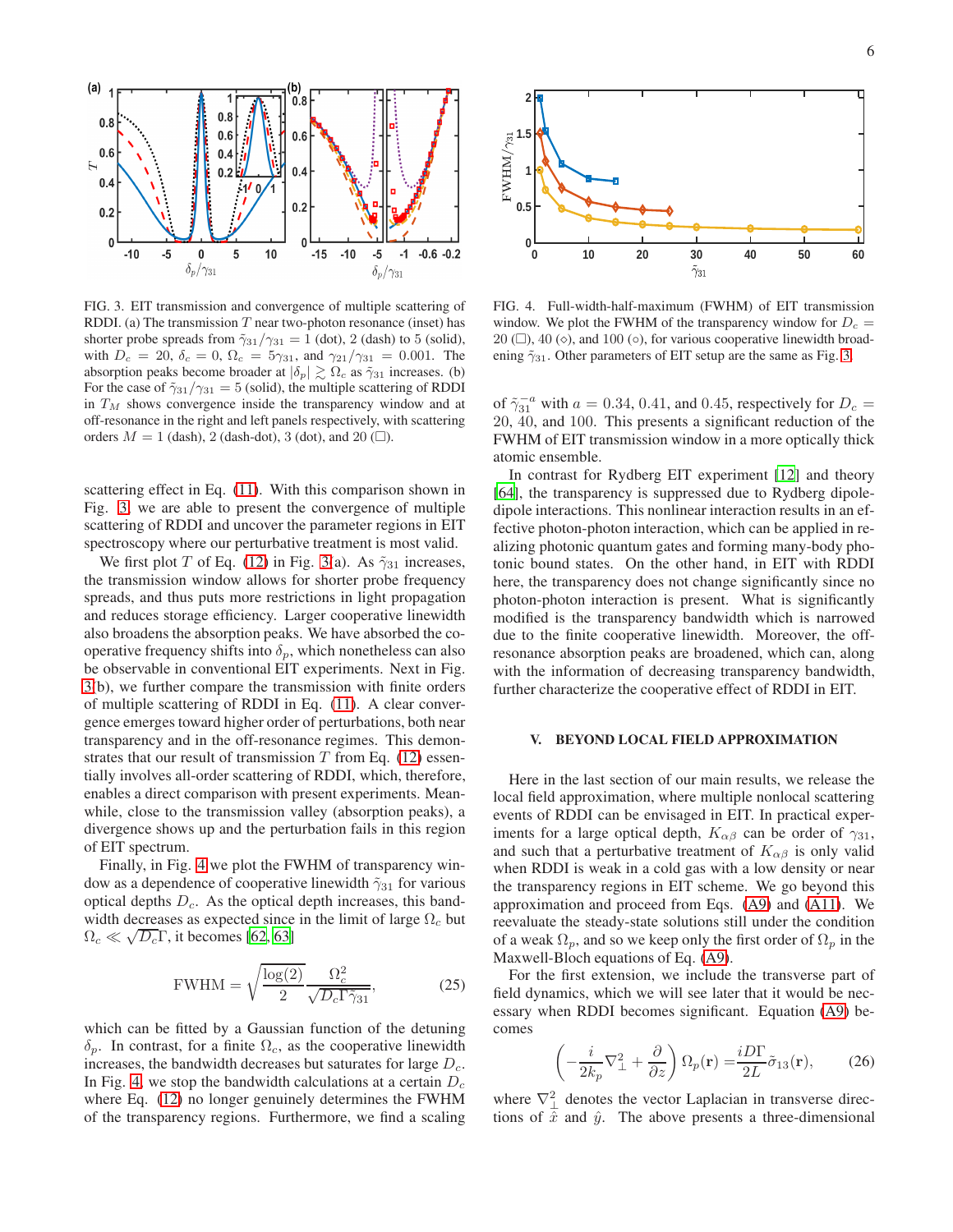FIG. 3. EIT transmission and convergence of multiple scattering of RDDI. (a) The transmission $T$ near two-photon resonance (inset) has shorter probe spreads from $\tilde{\gamma}_{31}/\gamma_{31} = 1$ (dot), 2 (dash) to 5 (solid), with $D_c = 20$, $\delta_c = 0$, $\Omega_c = 5\gamma_{31}$, and $\gamma_{21}/\gamma_{31} = 0.001$. The absorption peaks become broader at $|\delta_p| \gtrsim \Omega_c$ as $\tilde{\gamma}_{31}$ increases. (b) For the case of $\tilde{\gamma}_{31}/\gamma_{31} = 5$ (solid), the multiple scattering of RDDI in $T_M$ shows convergence inside the transparency window and at off-resonance in the right and left panels respectively, with scattering orders $M = 1$ (dash), 2 (dash-dot), 3 (dot), and 20 (□).

scattering effect in Eq. (11). With this comparison shown in Fig. 3, we are able to present the convergence of multiple scattering of RDDI and uncover the parameter regions in EIT spectroscopy where our perturbative treatment is most valid.

We first plot $T$ of Eq. (12) in Fig. 3(a). As $\tilde{\gamma}_{31}$ increases, the transmission window allows for shorter probe frequency spreads, and thus puts more restrictions in light propagation and reduces storage efficiency. Larger cooperative linewidth also broadens the absorption peaks. We have absorbed the cooperative frequency shifts into $\delta_p$, which nonetheless can also be observable in conventional EIT experiments. Next in Fig. 3(b), we further compare the transmission with finite orders of multiple scattering of RDDI in Eq. (11). A clear convergence emerges toward higher order of perturbations, both near transparency and in the off-resonance regimes. This demonstrates that our result of transmission $T$ from Eq. (12) essentially involves all-order scattering of RDDI, which, therefore, enables a direct comparison with present experiments. Meanwhile, close to the transmission valley (absorption peaks), a divergence shows up and the perturbation fails in this region of EIT spectrum.

Finally, in Fig. 4 we plot the FWHM of transparency window as a dependence of cooperative linewidth $\tilde{\gamma}_{31}$ for various optical depths $D_c$. As the optical depth increases, this bandwidth decreases as expected since in the limit of large $\Omega_c$ but $\Omega_c \ll \sqrt{D_c}\Gamma$, it becomes [62, 63]

$$\text{FWHM} = \sqrt{\frac{\log(2)}{2}} \frac{\Omega_c^2}{\sqrt{D_c \Gamma \tilde{\gamma}_{31}}}, \tag{25}$$

which can be fitted by a Gaussian function of the detuning $\delta_p$. In contrast, for a finite $\Omega_c$, as the cooperative linewidth increases, the bandwidth decreases but saturates for large $D_c$. In Fig. 4, we stop the bandwidth calculations at a certain $D_c$ where Eq. (12) no longer genuinely determines the FWHM of the transparency regions. Furthermore, we find a scaling

FIG. 4. Full-width-half-maximum (FWHM) of EIT transmission window. We plot the FWHM of the transparency window for $D_c = 20$ (□), 40 (◇), and 100 (○), for various cooperative linewidth broadening $\tilde{\gamma}_{31}$. Other parameters of EIT setup are the same as Fig. 3.

of $\tilde{\gamma}_{31}^{-a}$ with $a = 0.34$, 0.41, and 0.45, respectively for $D_c = 20$, 40, and 100. This presents a significant reduction of the FWHM of EIT transmission window in a more optically thick atomic ensemble.

In contrast for Rydberg EIT experiment [12] and theory [64], the transparency is suppressed due to Rydberg dipole-dipole interactions. This nonlinear interaction results in an effective photon-photon interaction, which can be applied in realizing photonic quantum gates and forming many-body photonic bound states. On the other hand, in EIT with RDDI here, the transparency does not change significantly since no photon-photon interaction is present. What is significantly modified is the transparency bandwidth which is narrowed due to the finite cooperative linewidth. Moreover, the off-resonance absorption peaks are broadened, which can, along with the information of decreasing transparency bandwidth, further characterize the cooperative effect of RDDI in EIT.

## V. BEYOND LOCAL FIELD APPROXIMATION

Here in the last section of our main results, we release the local field approximation, where multiple nonlocal scattering events of RDDI can be envisaged in EIT. In practical experiments for a large optical depth, $K_{\alpha\beta}$ can be order of $\gamma_{31}$, and such that a perturbative treatment of $K_{\alpha\beta}$ is only valid when RDDI is weak in a cold gas with a low density or near the transparency regions in EIT scheme. We go beyond this approximation and proceed from Eqs. (A9) and (A11). We reevaluate the steady-state solutions still under the condition of a weak $\Omega_p$, and so we keep only the first order of $\Omega_p$ in the Maxwell-Bloch equations of Eq. (A9).

For the first extension, we include the transverse part of field dynamics, which we will see later that it would be necessary when RDDI becomes significant. Equation (A9) becomes

$$\left(-\frac{i}{2k_p}\nabla_\perp^2 + \frac{\partial}{\partial z}\right)\Omega_p(\mathbf{r}) = \frac{iD\Gamma}{2L}\tilde{\sigma}_{13}(\mathbf{r}), \tag{26}$$

where $\nabla_\perp^2$ denotes the vector Laplacian in transverse directions of $\hat{x}$ and $\hat{y}$. The above presents a three-dimensional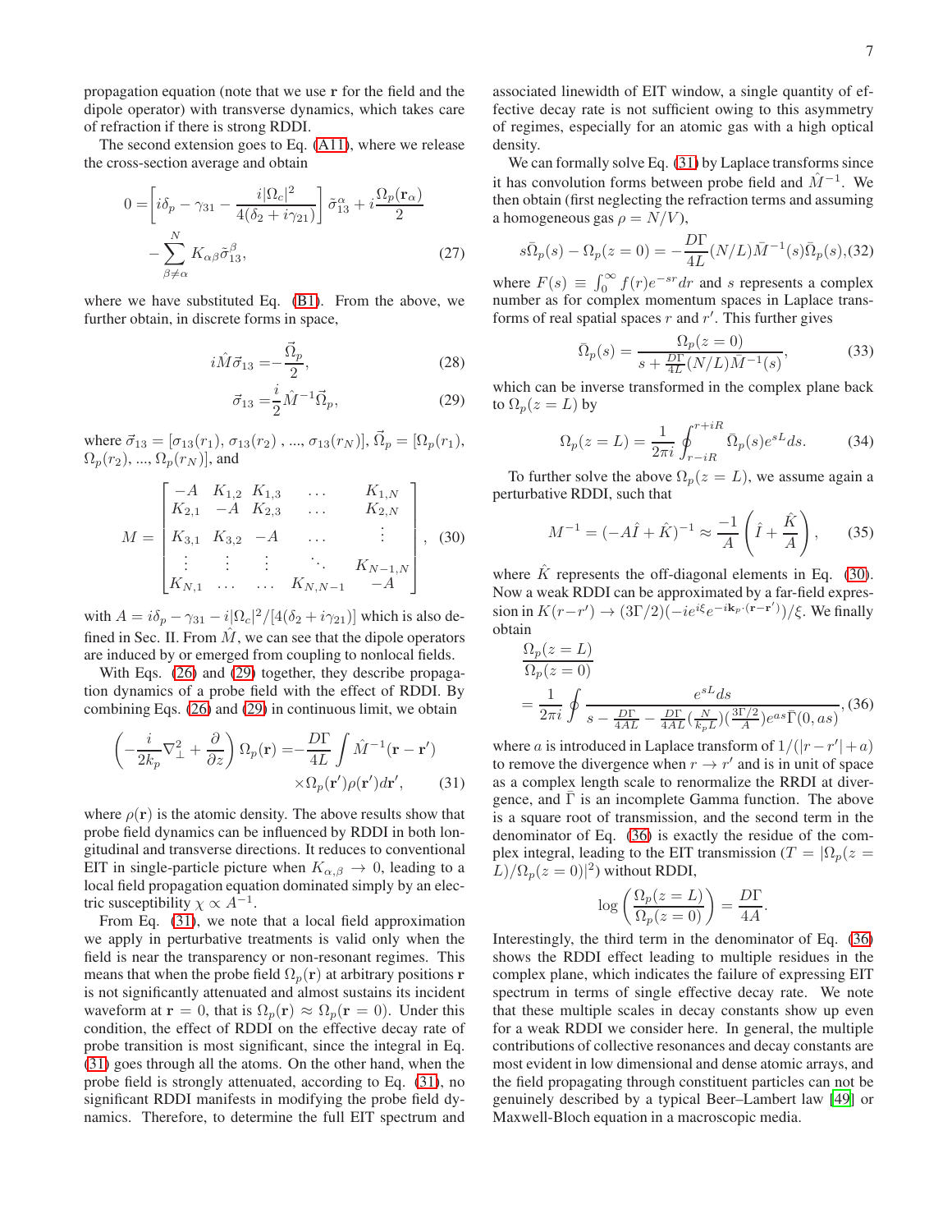propagation equation (note that we use $\mathbf{r}$ for the field and the dipole operator) with transverse dynamics, which takes care of refraction if there is strong RDDI.

The second extension goes to Eq. (A11), where we release the cross-section average and obtain

$$0 = \left[ i\delta_p - \gamma_{31} - \frac{i|\Omega_c|^2}{4(\delta_2 + i\gamma_{21})} \right] \tilde{\sigma}_{13}^{\alpha} + i\frac{\Omega_p(\mathbf{r}_\alpha)}{2} - \sum_{\beta\neq\alpha}^{N} K_{\alpha\beta}\tilde{\sigma}_{13}^{\beta}, \tag{27}$$

where we have substituted Eq. (B1). From the above, we further obtain, in discrete forms in space,

$$i\hat{M}\vec{\sigma}_{13} = -\frac{\vec{\Omega}_p}{2}, \tag{28}$$

$$\vec{\sigma}_{13} = \frac{i}{2}\hat{M}^{-1}\vec{\Omega}_p, \tag{29}$$

where $\vec{\sigma}_{13} = [\sigma_{13}(r_1), \sigma_{13}(r_2), ..., \sigma_{13}(r_N)]$, $\vec{\Omega}_p = [\Omega_p(r_1), \Omega_p(r_2), ..., \Omega_p(r_N)]$, and

$$M = \begin{bmatrix} -A & K_{1,2} & K_{1,3} & \dots & K_{1,N} \\ K_{2,1} & -A & K_{2,3} & \dots & K_{2,N} \\ K_{3,1} & K_{3,2} & -A & \dots & \vdots \\ \vdots & \vdots & \vdots & \ddots & K_{N-1,N} \\ K_{N,1} & \dots & \dots & K_{N,N-1} & -A \end{bmatrix}, \tag{30}$$

with $A = i\delta_p - \gamma_{31} - i|\Omega_c|^2/[4(\delta_2 + i\gamma_{21})]$ which is also defined in Sec. II. From $\hat{M}$, we can see that the dipole operators are induced by or emerged from coupling to nonlocal fields.

With Eqs. (26) and (29) together, they describe propagation dynamics of a probe field with the effect of RDDI. By combining Eqs. (26) and (29) in continuous limit, we obtain

$$\left( -\frac{i}{2k_p}\nabla_\perp^2 + \frac{\partial}{\partial z} \right) \Omega_p(\mathbf{r}) = -\frac{D\Gamma}{4L} \int \hat{M}^{-1}(\mathbf{r} - \mathbf{r}') \times \Omega_p(\mathbf{r}')\rho(\mathbf{r}')d\mathbf{r}', \tag{31}$$

where $\rho(\mathbf{r})$ is the atomic density. The above results show that probe field dynamics can be influenced by RDDI in both longitudinal and transverse directions. It reduces to conventional EIT in single-particle picture when $K_{\alpha,\beta} \to 0$, leading to a local field propagation equation dominated simply by an electric susceptibility $\chi \propto A^{-1}$.

From Eq. (31), we note that a local field approximation we apply in perturbative treatments is valid only when the field is near the transparency or non-resonant regimes. This means that when the probe field $\Omega_p(\mathbf{r})$ at arbitrary positions $\mathbf{r}$ is not significantly attenuated and almost sustains its incident waveform at $\mathbf{r} = 0$, that is $\Omega_p(\mathbf{r}) \approx \Omega_p(\mathbf{r} = 0)$. Under this condition, the effect of RDDI on the effective decay rate of probe transition is most significant, since the integral in Eq. (31) goes through all the atoms. On the other hand, when the probe field is strongly attenuated, according to Eq. (31), no significant RDDI manifests in modifying the probe field dynamics. Therefore, to determine the full EIT spectrum and associated linewidth of EIT window, a single quantity of effective decay rate is not sufficient owing to this asymmetry of regimes, especially for an atomic gas with a high optical density.

We can formally solve Eq. (31) by Laplace transforms since it has convolution forms between probe field and $\hat{M}^{-1}$. We then obtain (first neglecting the refraction terms and assuming a homogeneous gas $\rho = N/V$),

$$s\bar{\Omega}_p(s) - \Omega_p(z = 0) = -\frac{D\Gamma}{4L}(N/L)\bar{M}^{-1}(s)\bar{\Omega}_p(s), \tag{32}$$

where $F(s) \equiv \int_0^\infty f(r)e^{-sr}dr$ and $s$ represents a complex number as for complex momentum spaces in Laplace transforms of real spatial spaces $r$ and $r'$. This further gives

$$\bar{\Omega}_p(s) = \frac{\Omega_p(z = 0)}{s + \frac{D\Gamma}{4L}(N/L)\bar{M}^{-1}(s)}, \tag{33}$$

which can be inverse transformed in the complex plane back to $\Omega_p(z = L)$ by

$$\Omega_p(z = L) = \frac{1}{2\pi i}\oint_{r-iR}^{r+iR} \bar{\Omega}_p(s)e^{sL}ds. \tag{34}$$

To further solve the above $\Omega_p(z = L)$, we assume again a perturbative RDDI, such that

$$M^{-1} = (-A\hat{I} + \hat{K})^{-1} \approx \frac{-1}{A}\left( \hat{I} + \frac{\hat{K}}{A} \right), \tag{35}$$

where $\hat{K}$ represents the off-diagonal elements in Eq. (30). Now a weak RDDI can be approximated by a far-field expression in $K(r-r') \to (3\Gamma/2)(-ie^{i\xi}e^{-i\mathbf{k}_p\cdot(\mathbf{r}-\mathbf{r}')})/\xi$. We finally obtain

$$\frac{\Omega_p(z = L)}{\Omega_p(z = 0)} = \frac{1}{2\pi i}\oint \frac{e^{sL}ds}{s - \frac{D\Gamma}{4AL} - \frac{D\Gamma}{4AL}(\frac{N}{k_pL})(\frac{3\Gamma/2}{A})e^{as}\bar{\Gamma}(0, as)}, \tag{36}$$

where $a$ is introduced in Laplace transform of $1/(|r - r'| + a)$ to remove the divergence when $r \to r'$ and is in unit of space as a complex length scale to renormalize the RRDI at divergence, and $\bar{\Gamma}$ is an incomplete Gamma function. The above is a square root of transmission, and the second term in the denominator of Eq. (36) is exactly the residue of the complex integral, leading to the EIT transmission ($T = |\Omega_p(z = L)/\Omega_p(z = 0)|^2$) without RDDI,

$$\log\left( \frac{\Omega_p(z = L)}{\Omega_p(z = 0)} \right) = \frac{D\Gamma}{4A}.$$

Interestingly, the third term in the denominator of Eq. (36) shows the RDDI effect leading to multiple residues in the complex plane, which indicates the failure of expressing EIT spectrum in terms of single effective decay rate. We note that these multiple scales in decay constants show up even for a weak RDDI we consider here. In general, the multiple contributions of collective resonances and decay constants are most evident in low dimensional and dense atomic arrays, and the field propagating through constituent particles can not be genuinely described by a typical Beer–Lambert law [49] or Maxwell-Bloch equation in a macroscopic media.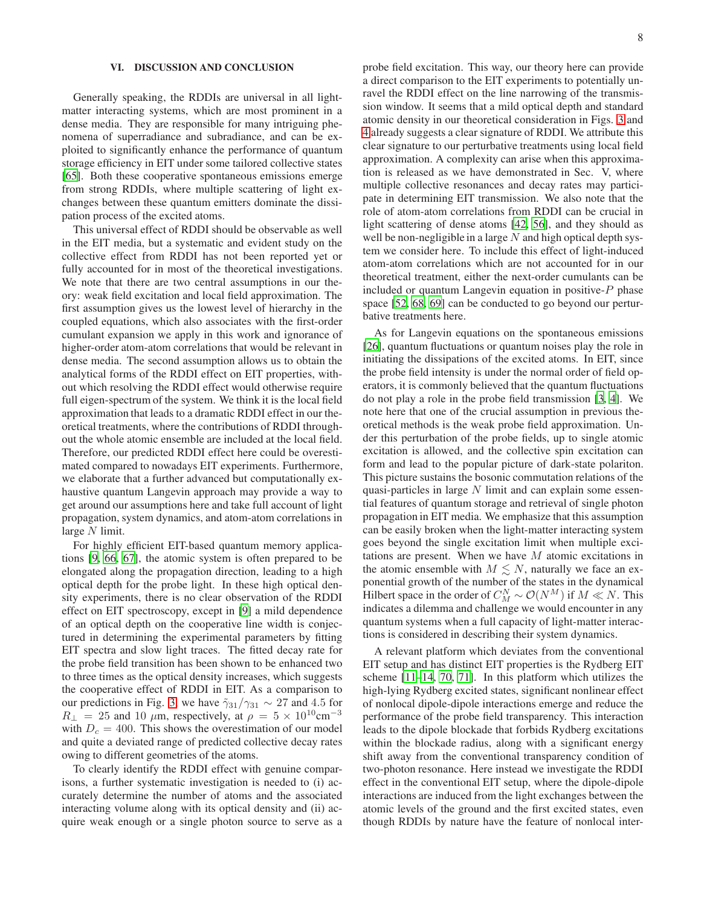## VI. DISCUSSION AND CONCLUSION

Generally speaking, the RDDIs are universal in all light-matter interacting systems, which are most prominent in a dense media. They are responsible for many intriguing phenomena of superradiance and subradiance, and can be exploited to significantly enhance the performance of quantum storage efficiency in EIT under some tailored collective states [65]. Both these cooperative spontaneous emissions emerge from strong RDDIs, where multiple scattering of light exchanges between these quantum emitters dominate the dissipation process of the excited atoms.

This universal effect of RDDI should be observable as well in the EIT media, but a systematic and evident study on the collective effect from RDDI has not been reported yet or fully accounted for in most of the theoretical investigations. We note that there are two central assumptions in our theory: weak field excitation and local field approximation. The first assumption gives us the lowest level of hierarchy in the coupled equations, which also associates with the first-order cumulant expansion we apply in this work and ignorance of higher-order atom-atom correlations that would be relevant in dense media. The second assumption allows us to obtain the analytical forms of the RDDI effect on EIT properties, without which resolving the RDDI effect would otherwise require full eigen-spectrum of the system. We think it is the local field approximation that leads to a dramatic RDDI effect in our theoretical treatments, where the contributions of RDDI throughout the whole atomic ensemble are included at the local field. Therefore, our predicted RDDI effect here could be overestimated compared to nowadays EIT experiments. Furthermore, we elaborate that a further advanced but computationally exhaustive quantum Langevin approach may provide a way to get around our assumptions here and take full account of light propagation, system dynamics, and atom-atom correlations in large $N$ limit.

For highly efficient EIT-based quantum memory applications [9, 66, 67], the atomic system is often prepared to be elongated along the propagation direction, leading to a high optical depth for the probe light. In these high optical density experiments, there is no clear observation of the RDDI effect on EIT spectroscopy, except in [9] a mild dependence of an optical depth on the cooperative line width is conjectured in determining the experimental parameters by fitting EIT spectra and slow light traces. The fitted decay rate for the probe field transition has been shown to be enhanced two to three times as the optical density increases, which suggests the cooperative effect of RDDI in EIT. As a comparison to our predictions in Fig. 3, we have $\tilde{\gamma}_{31}/\gamma_{31} \sim 27$ and $4.5$ for $R_\perp = 25$ and $10$ $\mu$m, respectively, at $\rho = 5\times 10^{10}$cm$^{-3}$ with $D_c = 400$. This shows the overestimation of our model and quite a deviated range of predicted collective decay rates owing to different geometries of the atoms.

To clearly identify the RDDI effect with genuine comparisons, a further systematic investigation is needed to (i) accurately determine the number of atoms and the associated interacting volume along with its optical density and (ii) acquire weak enough or a single photon source to serve as a probe field excitation. This way, our theory here can provide a direct comparison to the EIT experiments to potentially unravel the RDDI effect on the line narrowing of the transmission window. It seems that a mild optical depth and standard atomic density in our theoretical consideration in Figs. 3 and 4 already suggests a clear signature of RDDI. We attribute this clear signature to our perturbative treatments using local field approximation. A complexity can arise when this approximation is released as we have demonstrated in Sec. V, where multiple collective resonances and decay rates may participate in determining EIT transmission. We also note that the role of atom-atom correlations from RDDI can be crucial in light scattering of dense atoms [42, 56], and they should as well be non-negligible in a large $N$ and high optical depth system we consider here. To include this effect of light-induced atom-atom correlations which are not accounted for in our theoretical treatment, either the next-order cumulants can be included or quantum Langevin equation in positive-$P$ phase space [52, 68, 69] can be conducted to go beyond our perturbative treatments here.

As for Langevin equations on the spontaneous emissions [26], quantum fluctuations or quantum noises play the role in initiating the dissipations of the excited atoms. In EIT, since the probe field intensity is under the normal order of field operators, it is commonly believed that the quantum fluctuations do not play a role in the probe field transmission [3, 4]. We note here that one of the crucial assumption in previous theoretical methods is the weak probe field approximation. Under this perturbation of the probe fields, up to single atomic excitation is allowed, and the collective spin excitation can form and lead to the popular picture of dark-state polariton. This picture sustains the bosonic commutation relations of the quasi-particles in large $N$ limit and can explain some essential features of quantum storage and retrieval of single photon propagation in EIT media. We emphasize that this assumption can be easily broken when the light-matter interacting system goes beyond the single excitation limit when multiple excitations are present. When we have $M$ atomic excitations in the atomic ensemble with $M \lesssim N$, naturally we face an exponential growth of the number of the states in the dynamical Hilbert space in the order of $C^N_M \sim \mathcal{O}(N^M)$ if $M \ll N$. This indicates a dilemma and challenge we would encounter in any quantum systems when a full capacity of light-matter interactions is considered in describing their system dynamics.

A relevant platform which deviates from the conventional EIT setup and has distinct EIT properties is the Rydberg EIT scheme [11–14, 70, 71]. In this platform which utilizes the high-lying Rydberg excited states, significant nonlinear effect of nonlocal dipole-dipole interactions emerge and reduce the performance of the probe field transparency. This interaction leads to the dipole blockade that forbids Rydberg excitations within the blockade radius, along with a significant energy shift away from the conventional transparency condition of two-photon resonance. Here instead we investigate the RDDI effect in the conventional EIT setup, where the dipole-dipole interactions are induced from the light exchanges between the atomic levels of the ground and the first excited states, even though RDDIs by nature have the feature of nonlocal inter-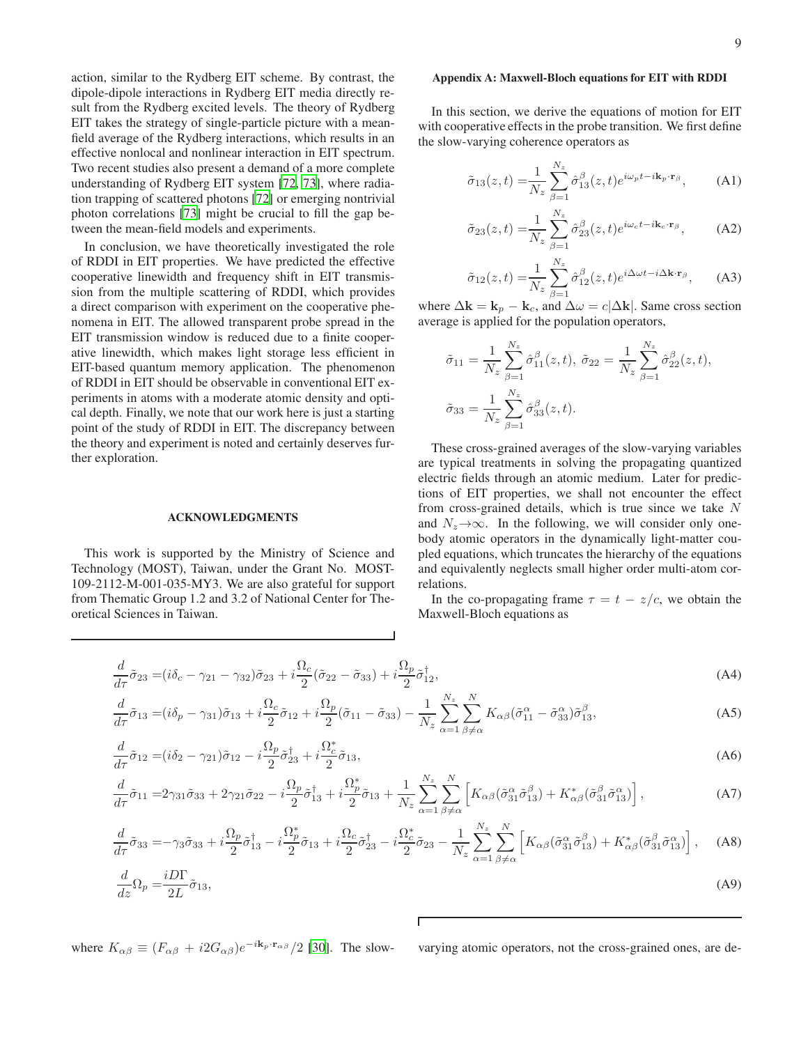action, similar to the Rydberg EIT scheme. By contrast, the dipole-dipole interactions in Rydberg EIT media directly result from the Rydberg excited levels. The theory of Rydberg EIT takes the strategy of single-particle picture with a mean-field average of the Rydberg interactions, which results in an effective nonlocal and nonlinear interaction in EIT spectrum. Two recent studies also present a demand of a more complete understanding of Rydberg EIT system [72, 73], where radiation trapping of scattered photons [72] or emerging nontrivial photon correlations [73] might be crucial to fill the gap between the mean-field models and experiments.

In conclusion, we have theoretically investigated the role of RDDI in EIT properties. We have predicted the effective cooperative linewidth and frequency shift in EIT transmission from the multiple scattering of RDDI, which provides a direct comparison with experiment on the cooperative phenomena in EIT. The allowed transparent probe spread in the EIT transmission window is reduced due to a finite cooperative linewidth, which makes light storage less efficient in EIT-based quantum memory application. The phenomenon of RDDI in EIT should be observable in conventional EIT experiments in atoms with a moderate atomic density and optical depth. Finally, we note that our work here is just a starting point of the study of RDDI in EIT. The discrepancy between the theory and experiment is noted and certainly deserves further exploration.

## ACKNOWLEDGMENTS

This work is supported by the Ministry of Science and Technology (MOST), Taiwan, under the Grant No. MOST-109-2112-M-001-035-MY3. We are also grateful for support from Thematic Group 1.2 and 3.2 of National Center for Theoretical Sciences in Taiwan.

## Appendix A: Maxwell-Bloch equations for EIT with RDDI

In this section, we derive the equations of motion for EIT with cooperative effects in the probe transition. We first define the slow-varying coherence operators as

$$\tilde{\sigma}_{13}(z,t) = \frac{1}{N_z}\sum_{\beta=1}^{N_z}\hat{\sigma}_{13}^{\beta}(z,t)e^{i\omega_p t - i\mathbf{k}_p\cdot\mathbf{r}_\beta}, \tag{A1}$$

$$\tilde{\sigma}_{23}(z,t) = \frac{1}{N_z}\sum_{\beta=1}^{N_z}\hat{\sigma}_{23}^{\beta}(z,t)e^{i\omega_c t - i\mathbf{k}_c\cdot\mathbf{r}_\beta}, \tag{A2}$$

$$\tilde{\sigma}_{12}(z,t) = \frac{1}{N_z}\sum_{\beta=1}^{N_z}\hat{\sigma}_{12}^{\beta}(z,t)e^{i\Delta\omega t - i\Delta\mathbf{k}\cdot\mathbf{r}_\beta}, \tag{A3}$$

where $\Delta\mathbf{k} = \mathbf{k}_p - \mathbf{k}_c$, and $\Delta\omega = c|\Delta\mathbf{k}|$. Same cross section average is applied for the population operators,

$$\tilde{\sigma}_{11} = \frac{1}{N_z}\sum_{\beta=1}^{N_z}\hat{\sigma}_{11}^{\beta}(z,t),\ \tilde{\sigma}_{22} = \frac{1}{N_z}\sum_{\beta=1}^{N_z}\hat{\sigma}_{22}^{\beta}(z,t),$$

$$\tilde{\sigma}_{33} = \frac{1}{N_z}\sum_{\beta=1}^{N_z}\hat{\sigma}_{33}^{\beta}(z,t).$$

These cross-grained averages of the slow-varying variables are typical treatments in solving the propagating quantized electric fields through an atomic medium. Later for predictions of EIT properties, we shall not encounter the effect from cross-grained details, which is true since we take $N$ and $N_z\to\infty$. In the following, we will consider only one-body atomic operators in the dynamically light-matter coupled equations, which truncates the hierarchy of the equations and equivalently neglects small higher order multi-atom correlations.

In the co-propagating frame $\tau = t - z/c$, we obtain the Maxwell-Bloch equations as

$$\frac{d}{d\tau}\tilde{\sigma}_{23} = (i\delta_c - \gamma_{21} - \gamma_{32})\tilde{\sigma}_{23} + i\frac{\Omega_c}{2}(\tilde{\sigma}_{22} - \tilde{\sigma}_{33}) + i\frac{\Omega_p}{2}\tilde{\sigma}_{12}^{\dagger}, \tag{A4}$$

$$\frac{d}{d\tau}\tilde{\sigma}_{13} = (i\delta_p - \gamma_{31})\tilde{\sigma}_{13} + i\frac{\Omega_c}{2}\tilde{\sigma}_{12} + i\frac{\Omega_p}{2}(\tilde{\sigma}_{11} - \tilde{\sigma}_{33}) - \frac{1}{N_z}\sum_{\alpha=1}^{N_z}\sum_{\beta\neq\alpha}^{N}K_{\alpha\beta}(\tilde{\sigma}_{11}^{\alpha} - \tilde{\sigma}_{33}^{\alpha})\tilde{\sigma}_{13}^{\beta}, \tag{A5}$$

$$\frac{d}{d\tau}\tilde{\sigma}_{12} = (i\delta_2 - \gamma_{21})\tilde{\sigma}_{12} - i\frac{\Omega_p}{2}\tilde{\sigma}_{23}^{\dagger} + i\frac{\Omega_c^*}{2}\tilde{\sigma}_{13}, \tag{A6}$$

$$\frac{d}{d\tau}\tilde{\sigma}_{11} = 2\gamma_{31}\tilde{\sigma}_{33} + 2\gamma_{21}\tilde{\sigma}_{22} - i\frac{\Omega_p}{2}\tilde{\sigma}_{13}^{\dagger} + i\frac{\Omega_p^*}{2}\tilde{\sigma}_{13} + \frac{1}{N_z}\sum_{\alpha=1}^{N_z}\sum_{\beta\neq\alpha}^{N}\left[K_{\alpha\beta}(\tilde{\sigma}_{31}^{\alpha}\tilde{\sigma}_{13}^{\beta}) + K_{\alpha\beta}^*(\tilde{\sigma}_{31}^{\beta}\tilde{\sigma}_{13}^{\alpha})\right], \tag{A7}$$

$$\frac{d}{d\tau}\tilde{\sigma}_{33} = -\gamma_3\tilde{\sigma}_{33} + i\frac{\Omega_p}{2}\tilde{\sigma}_{13}^{\dagger} - i\frac{\Omega_p^*}{2}\tilde{\sigma}_{13} + i\frac{\Omega_c}{2}\tilde{\sigma}_{23}^{\dagger} - i\frac{\Omega_c^*}{2}\tilde{\sigma}_{23} - \frac{1}{N_z}\sum_{\alpha=1}^{N_z}\sum_{\beta\neq\alpha}^{N}\left[K_{\alpha\beta}(\tilde{\sigma}_{31}^{\alpha}\tilde{\sigma}_{13}^{\beta}) + K_{\alpha\beta}^*(\tilde{\sigma}_{31}^{\beta}\tilde{\sigma}_{13}^{\alpha})\right], \tag{A8}$$

$$\frac{d}{dz}\Omega_p = \frac{iD\Gamma}{2L}\tilde{\sigma}_{13}, \tag{A9}$$

where $K_{\alpha\beta} \equiv (F_{\alpha\beta} + i2G_{\alpha\beta})e^{-i\mathbf{k}_p\cdot\mathbf{r}_{\alpha\beta}}/2$ [30]. The slow-varying atomic operators, not the cross-grained ones, are de-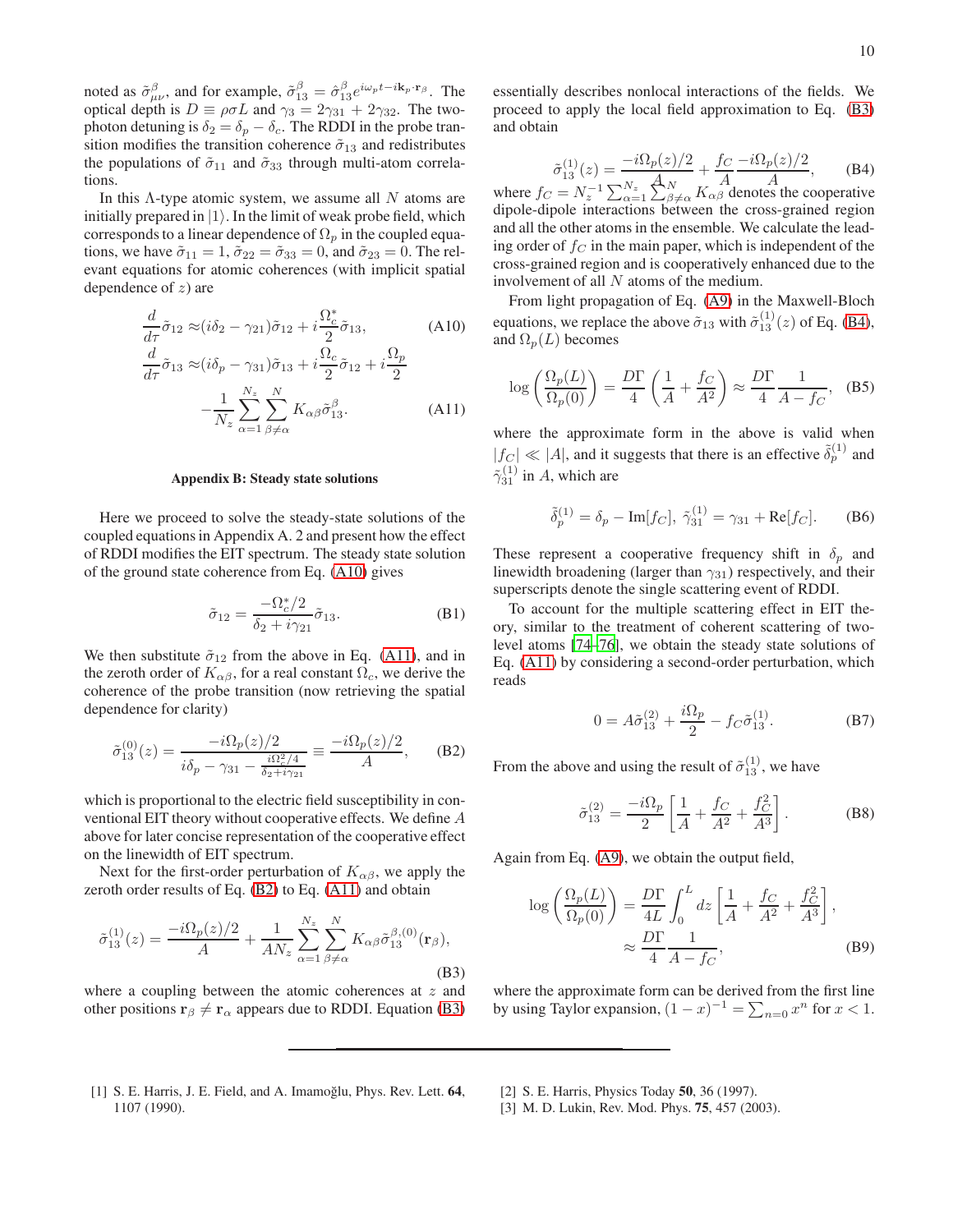noted as $\tilde{\sigma}^{\beta}_{\mu\nu}$, and for example, $\tilde{\sigma}^{\beta}_{13} = \hat{\sigma}^{\beta}_{13} e^{i\omega_p t - i\mathbf{k}_p\cdot\mathbf{r}_\beta}$. The optical depth is $D \equiv \rho\sigma L$ and $\gamma_3 = 2\gamma_{31} + 2\gamma_{32}$. The two-photon detuning is $\delta_2 = \delta_p - \delta_c$. The RDDI in the probe transition modifies the transition coherence $\tilde{\sigma}_{13}$ and redistributes the populations of $\tilde{\sigma}_{11}$ and $\tilde{\sigma}_{33}$ through multi-atom correlations.

In this $\Lambda$-type atomic system, we assume all $N$ atoms are initially prepared in $|1\rangle$. In the limit of weak probe field, which corresponds to a linear dependence of $\Omega_p$ in the coupled equations, we have $\tilde{\sigma}_{11} = 1$, $\tilde{\sigma}_{22} = \tilde{\sigma}_{33} = 0$, and $\tilde{\sigma}_{23} = 0$. The relevant equations for atomic coherences (with implicit spatial dependence of $z$) are

$$\frac{d}{d\tau}\tilde{\sigma}_{12} \approx (i\delta_2 - \gamma_{21})\tilde{\sigma}_{12} + i\frac{\Omega_c^*}{2}\tilde{\sigma}_{13}, \tag{A10}$$

$$\frac{d}{d\tau}\tilde{\sigma}_{13} \approx (i\delta_p - \gamma_{31})\tilde{\sigma}_{13} + i\frac{\Omega_c}{2}\tilde{\sigma}_{12} + i\frac{\Omega_p}{2} - \frac{1}{N_z}\sum_{\alpha=1}^{N_z}\sum_{\beta\neq\alpha}^{N} K_{\alpha\beta}\tilde{\sigma}^{\beta}_{13}. \tag{A11}$$

### Appendix B: Steady state solutions

Here we proceed to solve the steady-state solutions of the coupled equations in Appendix A. 2 and present how the effect of RDDI modifies the EIT spectrum. The steady state solution of the ground state coherence from Eq. (A10) gives

$$\tilde{\sigma}_{12} = \frac{-\Omega_c^*/2}{\delta_2 + i\gamma_{21}}\tilde{\sigma}_{13}. \tag{B1}$$

We then substitute $\tilde{\sigma}_{12}$ from the above in Eq. (A11), and in the zeroth order of $K_{\alpha\beta}$, for a real constant $\Omega_c$, we derive the coherence of the probe transition (now retrieving the spatial dependence for clarity)

$$\tilde{\sigma}^{(0)}_{13}(z) = \frac{-i\Omega_p(z)/2}{i\delta_p - \gamma_{31} - \frac{i\Omega_c^2/4}{\delta_2 + i\gamma_{21}}} \equiv \frac{-i\Omega_p(z)/2}{A}, \tag{B2}$$

which is proportional to the electric field susceptibility in conventional EIT theory without cooperative effects. We define $A$ above for later concise representation of the cooperative effect on the linewidth of EIT spectrum.

Next for the first-order perturbation of $K_{\alpha\beta}$, we apply the zeroth order results of Eq. (B2) to Eq. (A11) and obtain

$$\tilde{\sigma}^{(1)}_{13}(z) = \frac{-i\Omega_p(z)/2}{A} + \frac{1}{AN_z}\sum_{\alpha=1}^{N_z}\sum_{\beta\neq\alpha}^{N} K_{\alpha\beta}\tilde{\sigma}^{\beta,(0)}_{13}(\mathbf{r}_\beta), \tag{B3}$$

where a coupling between the atomic coherences at $z$ and other positions $\mathbf{r}_\beta \neq \mathbf{r}_\alpha$ appears due to RDDI. Equation (B3) essentially describes nonlocal interactions of the fields. We proceed to apply the local field approximation to Eq. (B3) and obtain

$$\tilde{\sigma}^{(1)}_{13}(z) = \frac{-i\Omega_p(z)/2}{A} + \frac{f_C}{A}\frac{-i\Omega_p(z)/2}{A}, \tag{B4}$$

where $f_C = N_z^{-1}\sum_{\alpha=1}^{N_z}\sum_{\beta\neq\alpha}^{N} K_{\alpha\beta}$ denotes the cooperative dipole-dipole interactions between the cross-grained region and all the other atoms in the ensemble. We calculate the leading order of $f_C$ in the main paper, which is independent of the cross-grained region and is cooperatively enhanced due to the involvement of all $N$ atoms of the medium.

From light propagation of Eq. (A9) in the Maxwell-Bloch equations, we replace the above $\tilde{\sigma}_{13}$ with $\tilde{\sigma}^{(1)}_{13}(z)$ of Eq. (B4), and $\Omega_p(L)$ becomes

$$\log\left(\frac{\Omega_p(L)}{\Omega_p(0)}\right) = \frac{D\Gamma}{4}\left(\frac{1}{A} + \frac{f_C}{A^2}\right) \approx \frac{D\Gamma}{4}\frac{1}{A - f_C}, \tag{B5}$$

where the approximate form in the above is valid when $|f_C| \ll |A|$, and it suggests that there is an effective $\tilde{\delta}^{(1)}_p$ and $\tilde{\gamma}^{(1)}_{31}$ in $A$, which are

$$\tilde{\delta}^{(1)}_p = \delta_p - \text{Im}[f_C],\ \tilde{\gamma}^{(1)}_{31} = \gamma_{31} + \text{Re}[f_C]. \tag{B6}$$

These represent a cooperative frequency shift in $\delta_p$ and linewidth broadening (larger than $\gamma_{31}$) respectively, and their superscripts denote the single scattering event of RDDI.

To account for the multiple scattering effect in EIT theory, similar to the treatment of coherent scattering of two-level atoms [74–76], we obtain the steady state solutions of Eq. (A11) by considering a second-order perturbation, which reads

$$0 = A\tilde{\sigma}^{(2)}_{13} + \frac{i\Omega_p}{2} - f_C\tilde{\sigma}^{(1)}_{13}. \tag{B7}$$

From the above and using the result of $\tilde{\sigma}^{(1)}_{13}$, we have

$$\tilde{\sigma}^{(2)}_{13} = \frac{-i\Omega_p}{2}\left[\frac{1}{A} + \frac{f_C}{A^2} + \frac{f_C^2}{A^3}\right]. \tag{B8}$$

Again from Eq. (A9), we obtain the output field,

$$\log\left(\frac{\Omega_p(L)}{\Omega_p(0)}\right) = \frac{D\Gamma}{4L}\int_0^L dz\left[\frac{1}{A} + \frac{f_C}{A^2} + \frac{f_C^2}{A^3}\right], \approx \frac{D\Gamma}{4}\frac{1}{A - f_C}, \tag{B9}$$

where the approximate form can be derived from the first line by using Taylor expansion, $(1-x)^{-1} = \sum_{n=0} x^n$ for $x < 1$.

---

[1] S. E. Harris, J. E. Field, and A. Imamoğlu, Phys. Rev. Lett. **64**, 1107 (1990).

[2] S. E. Harris, Physics Today **50**, 36 (1997).

[3] M. D. Lukin, Rev. Mod. Phys. **75**, 457 (2003).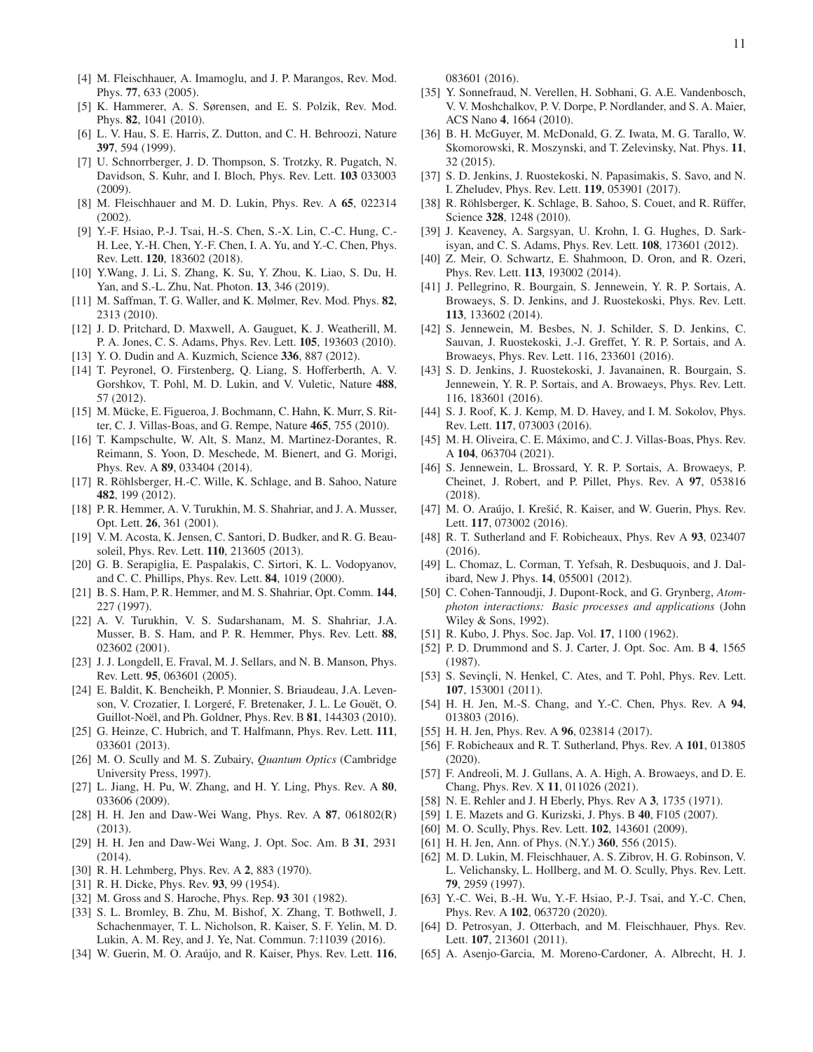[4] M. Fleischhauer, A. Imamoglu, and J. P. Marangos, Rev. Mod. Phys. **77**, 633 (2005).

[5] K. Hammerer, A. S. Sørensen, and E. S. Polzik, Rev. Mod. Phys. **82**, 1041 (2010).

[6] L. V. Hau, S. E. Harris, Z. Dutton, and C. H. Behroozi, Nature **397**, 594 (1999).

[7] U. Schnorrberger, J. D. Thompson, S. Trotzky, R. Pugatch, N. Davidson, S. Kuhr, and I. Bloch, Phys. Rev. Lett. **103** 033003 (2009).

[8] M. Fleischhauer and M. D. Lukin, Phys. Rev. A **65**, 022314 (2002).

[9] Y.-F. Hsiao, P.-J. Tsai, H.-S. Chen, S.-X. Lin, C.-C. Hung, C.-H. Lee, Y.-H. Chen, Y.-F. Chen, I. A. Yu, and Y.-C. Chen, Phys. Rev. Lett. **120**, 183602 (2018).

[10] Y.Wang, J. Li, S. Zhang, K. Su, Y. Zhou, K. Liao, S. Du, H. Yan, and S.-L. Zhu, Nat. Photon. **13**, 346 (2019).

[11] M. Saffman, T. G. Walker, and K. Mølmer, Rev. Mod. Phys. **82**, 2313 (2010).

[12] J. D. Pritchard, D. Maxwell, A. Gauguet, K. J. Weatherill, M. P. A. Jones, C. S. Adams, Phys. Rev. Lett. **105**, 193603 (2010).

[13] Y. O. Dudin and A. Kuzmich, Science **336**, 887 (2012).

[14] T. Peyronel, O. Firstenberg, Q. Liang, S. Hofferberth, A. V. Gorshkov, T. Pohl, M. D. Lukin, and V. Vuletic, Nature **488**, 57 (2012).

[15] M. Mücke, E. Figueroa, J. Bochmann, C. Hahn, K. Murr, S. Ritter, C. J. Villas-Boas, and G. Rempe, Nature **465**, 755 (2010).

[16] T. Kampschulte, W. Alt, S. Manz, M. Martinez-Dorantes, R. Reimann, S. Yoon, D. Meschede, M. Bienert, and G. Morigi, Phys. Rev. A **89**, 033404 (2014).

[17] R. Röhlsberger, H.-C. Wille, K. Schlage, and B. Sahoo, Nature **482**, 199 (2012).

[18] P. R. Hemmer, A. V. Turukhin, M. S. Shahriar, and J. A. Musser, Opt. Lett. **26**, 361 (2001).

[19] V. M. Acosta, K. Jensen, C. Santori, D. Budker, and R. G. Beausoleil, Phys. Rev. Lett. **110**, 213605 (2013).

[20] G. B. Serapiglia, E. Paspalakis, C. Sirtori, K. L. Vodopyanov, and C. C. Phillips, Phys. Rev. Lett. **84**, 1019 (2000).

[21] B. S. Ham, P. R. Hemmer, and M. S. Shahriar, Opt. Comm. **144**, 227 (1997).

[22] A. V. Turukhin, V. S. Sudarshanam, M. S. Shahriar, J.A. Musser, B. S. Ham, and P. R. Hemmer, Phys. Rev. Lett. **88**, 023602 (2001).

[23] J. J. Longdell, E. Fraval, M. J. Sellars, and N. B. Manson, Phys. Rev. Lett. **95**, 063601 (2005).

[24] E. Baldit, K. Bencheikh, P. Monnier, S. Briaudeau, J.A. Levenson, V. Crozatier, I. Lorgeré, F. Bretenaker, J. L. Le Gouët, O. Guillot-Noël, and Ph. Goldner, Phys. Rev. B **81**, 144303 (2010).

[25] G. Heinze, C. Hubrich, and T. Halfmann, Phys. Rev. Lett. **111**, 033601 (2013).

[26] M. O. Scully and M. S. Zubairy, *Quantum Optics* (Cambridge University Press, 1997).

[27] L. Jiang, H. Pu, W. Zhang, and H. Y. Ling, Phys. Rev. A **80**, 033606 (2009).

[28] H. H. Jen and Daw-Wei Wang, Phys. Rev. A **87**, 061802(R) (2013).

[29] H. H. Jen and Daw-Wei Wang, J. Opt. Soc. Am. B **31**, 2931 (2014).

[30] R. H. Lehmberg, Phys. Rev. A **2**, 883 (1970).

[31] R. H. Dicke, Phys. Rev. **93**, 99 (1954).

[32] M. Gross and S. Haroche, Phys. Rep. **93** 301 (1982).

[33] S. L. Bromley, B. Zhu, M. Bishof, X. Zhang, T. Bothwell, J. Schachenmayer, T. L. Nicholson, R. Kaiser, S. F. Yelin, M. D. Lukin, A. M. Rey, and J. Ye, Nat. Commun. 7:11039 (2016).

[34] W. Guerin, M. O. Araújo, and R. Kaiser, Phys. Rev. Lett. **116**, 083601 (2016).

[35] Y. Sonnefraud, N. Verellen, H. Sobhani, G. A.E. Vandenbosch, V. V. Moshchalkov, P. V. Dorpe, P. Nordlander, and S. A. Maier, ACS Nano **4**, 1664 (2010).

[36] B. H. McGuyer, M. McDonald, G. Z. Iwata, M. G. Tarallo, W. Skomorowski, R. Moszynski, and T. Zelevinsky, Nat. Phys. **11**, 32 (2015).

[37] S. D. Jenkins, J. Ruostekoski, N. Papasimakis, S. Savo, and N. I. Zheludev, Phys. Rev. Lett. **119**, 053901 (2017).

[38] R. Röhlsberger, K. Schlage, B. Sahoo, S. Couet, and R. Rüffer, Science **328**, 1248 (2010).

[39] J. Keaveney, A. Sargsyan, U. Krohn, I. G. Hughes, D. Sarkisyan, and C. S. Adams, Phys. Rev. Lett. **108**, 173601 (2012).

[40] Z. Meir, O. Schwartz, E. Shahmoon, D. Oron, and R. Ozeri, Phys. Rev. Lett. **113**, 193002 (2014).

[41] J. Pellegrino, R. Bourgain, S. Jennewein, Y. R. P. Sortais, A. Browaeys, S. D. Jenkins, and J. Ruostekoski, Phys. Rev. Lett. **113**, 133602 (2014).

[42] S. Jennewein, M. Besbes, N. J. Schilder, S. D. Jenkins, C. Sauvan, J. Ruostekoski, J.-J. Greffet, Y. R. P. Sortais, and A. Browaeys, Phys. Rev. Lett. 116, 233601 (2016).

[43] S. D. Jenkins, J. Ruostekoski, J. Javanainen, R. Bourgain, S. Jennewein, Y. R. P. Sortais, and A. Browaeys, Phys. Rev. Lett. 116, 183601 (2016).

[44] S. J. Roof, K. J. Kemp, M. D. Havey, and I. M. Sokolov, Phys. Rev. Lett. **117**, 073003 (2016).

[45] M. H. Oliveira, C. E. Máximo, and C. J. Villas-Boas, Phys. Rev. A **104**, 063704 (2021).

[46] S. Jennewein, L. Brossard, Y. R. P. Sortais, A. Browaeys, P. Cheinet, J. Robert, and P. Pillet, Phys. Rev. A **97**, 053816 (2018).

[47] M. O. Araújo, I. Krešić, R. Kaiser, and W. Guerin, Phys. Rev. Lett. **117**, 073002 (2016).

[48] R. T. Sutherland and F. Robicheaux, Phys. Rev A **93**, 023407 (2016).

[49] L. Chomaz, L. Corman, T. Yefsah, R. Desbuquois, and J. Dalibard, New J. Phys. **14**, 055001 (2012).

[50] C. Cohen-Tannoudji, J. Dupont-Rock, and G. Grynberg, *Atom-photon interactions: Basic processes and applications* (John Wiley & Sons, 1992).

[51] R. Kubo, J. Phys. Soc. Jap. Vol. **17**, 1100 (1962).

[52] P. D. Drummond and S. J. Carter, J. Opt. Soc. Am. B **4**, 1565 (1987).

[53] S. Sevinçli, N. Henkel, C. Ates, and T. Pohl, Phys. Rev. Lett. **107**, 153001 (2011).

[54] H. H. Jen, M.-S. Chang, and Y.-C. Chen, Phys. Rev. A **94**, 013803 (2016).

[55] H. H. Jen, Phys. Rev. A **96**, 023814 (2017).

[56] F. Robicheaux and R. T. Sutherland, Phys. Rev. A **101**, 013805 (2020).

[57] F. Andreoli, M. J. Gullans, A. A. High, A. Browaeys, and D. E. Chang, Phys. Rev. X **11**, 011026 (2021).

[58] N. E. Rehler and J H Eberly, Phys. Rev A **3**, 1735 (1971).

[59] I. E. Mazets and G. Kurizski, J. Phys. B **40**, F105 (2007).

[60] M. O. Scully, Phys. Rev. Lett. **102**, 143601 (2009).

[61] H. H. Jen, Ann. of Phys. (N.Y.) **360**, 556 (2015).

[62] M. D. Lukin, M. Fleischhauer, A. S. Zibrov, H. G. Robinson, V. L. Velichansky, L. Hollberg, and M. O. Scully, Phys. Rev. Lett. **79**, 2959 (1997).

[63] Y.-C. Wei, B.-H. Wu, Y.-F. Hsiao, P.-J. Tsai, and Y.-C. Chen, Phys. Rev. A **102**, 063720 (2020).

[64] D. Petrosyan, J. Otterbach, and M. Fleischhauer, Phys. Rev. Lett. **107**, 213601 (2011).

[65] A. Asenjo-Garcia, M. Moreno-Cardoner, A. Albrecht, H. J.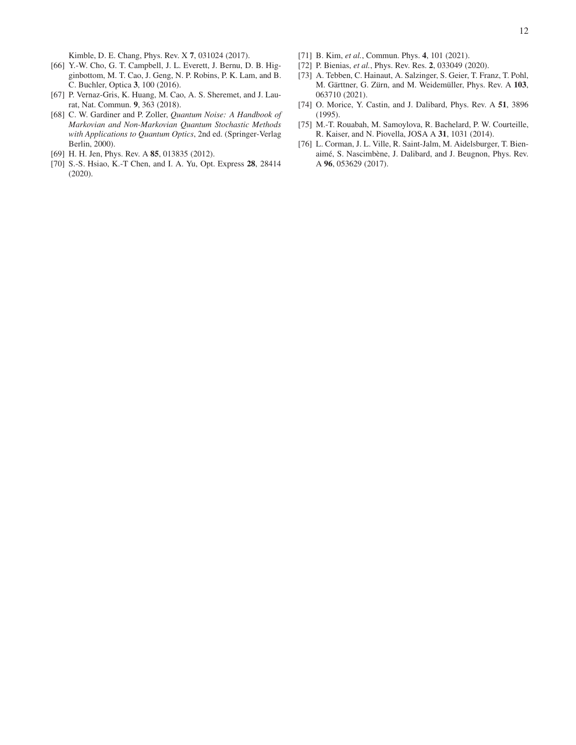Kimble, D. E. Chang, Phys. Rev. X **7**, 031024 (2017).

[66] Y.-W. Cho, G. T. Campbell, J. L. Everett, J. Bernu, D. B. Higginbottom, M. T. Cao, J. Geng, N. P. Robins, P. K. Lam, and B. C. Buchler, Optica **3**, 100 (2016).

[67] P. Vernaz-Gris, K. Huang, M. Cao, A. S. Sheremet, and J. Laurat, Nat. Commun. **9**, 363 (2018).

[68] C. W. Gardiner and P. Zoller, *Quantum Noise: A Handbook of Markovian and Non-Markovian Quantum Stochastic Methods with Applications to Quantum Optics*, 2nd ed. (Springer-Verlag Berlin, 2000).

[69] H. H. Jen, Phys. Rev. A **85**, 013835 (2012).

[70] S.-S. Hsiao, K.-T Chen, and I. A. Yu, Opt. Express **28**, 28414 (2020).

[71] B. Kim, *et al.*, Commun. Phys. **4**, 101 (2021).

[72] P. Bienias, *et al.*, Phys. Rev. Res. **2**, 033049 (2020).

[73] A. Tebben, C. Hainaut, A. Salzinger, S. Geier, T. Franz, T. Pohl, M. Gärttner, G. Zürn, and M. Weidemüller, Phys. Rev. A **103**, 063710 (2021).

[74] O. Morice, Y. Castin, and J. Dalibard, Phys. Rev. A **51**, 3896 (1995).

[75] M.-T. Rouabah, M. Samoylova, R. Bachelard, P. W. Courteille, R. Kaiser, and N. Piovella, JOSA A **31**, 1031 (2014).

[76] L. Corman, J. L. Ville, R. Saint-Jalm, M. Aidelsburger, T. Bienaimé, S. Nascimbène, J. Dalibard, and J. Beugnon, Phys. Rev. A **96**, 053629 (2017).